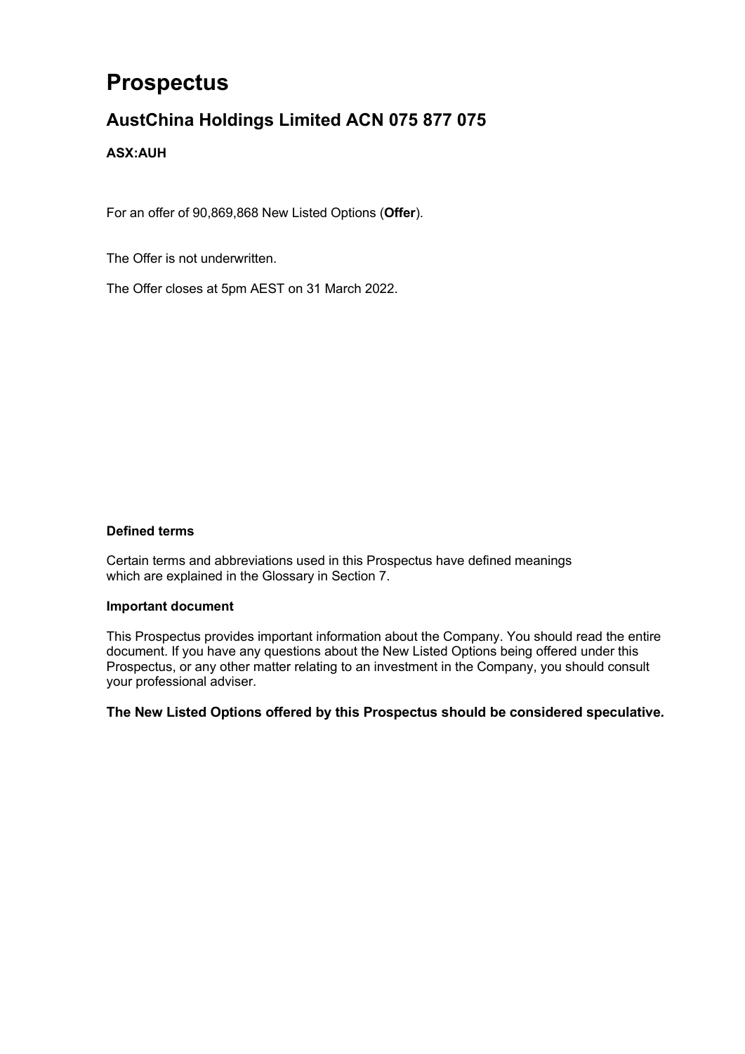# Prospectus

## AustChina Holdings Limited ACN 075 877 075

**ASX:AUH**

For an offer of 90,869,868 New Listed Options (**Offer**).

The Offer is not underwritten.

The Offer closes at 5pm AEST on 31 March 2022.

**Defined terms**

Certain terms and abbreviations used in this Prospectus have defined meanings which are explained in the Glossary in Section 7.

**Important document**

This Prospectus provides important information about the Company. You should read the entire document. If you have any questions about the New Listed Options being offered under this Prospectus, or any other matter relating to an investment in the Company, you should consult your professional adviser.

**The New Listed Options offered by this Prospectus should be considered speculative.**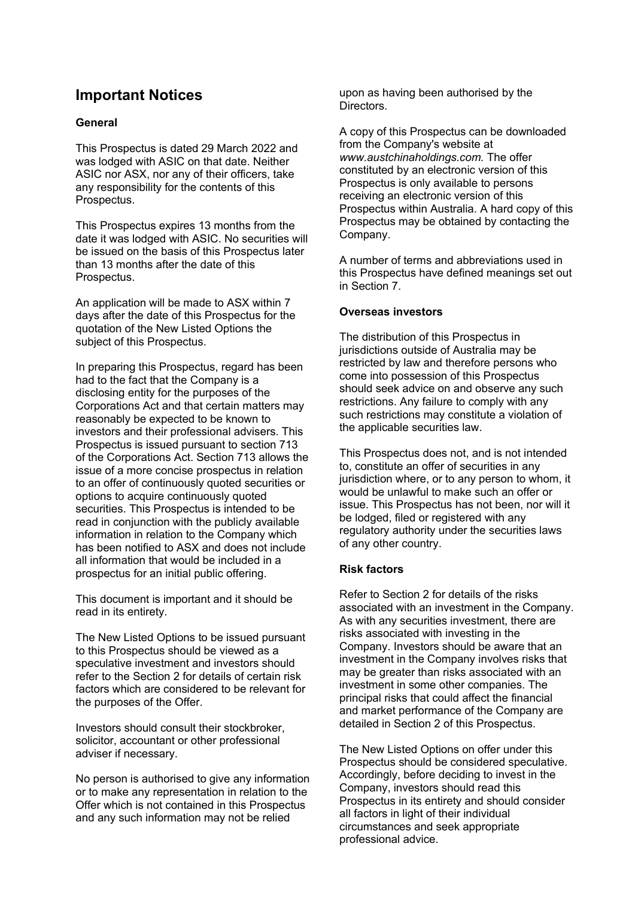# Important Notices

### General

This Prospectus is dated 29 March 2022 and was lodged with ASIC on that date. Neither ASIC nor ASX, nor any of their officers, take any responsibility for the contents of this Prospectus.

This Prospectus expires 13 months from the date it was lodged with ASIC. No securities will be issued on the basis of this Prospectus later than 13 months after the date of this Prospectus.

An application will be made to ASX within 7 days after the date of this Prospectus for the quotation of the New Listed Options the subject of this Prospectus.

In preparing this Prospectus, regard has been had to the fact that the Company is a disclosing entity for the purposes of the Corporations Act and that certain matters may reasonably be expected to be known to investors and their professional advisers. This Prospectus is issued pursuant to section 713 of the Corporations Act. Section 713 allows the issue of a more concise prospectus in relation to an offer of continuously quoted securities or options to acquire continuously quoted securities. This Prospectus is intended to be read in conjunction with the publicly available information in relation to the Company which has been notified to ASX and does not include all information that would be included in a prospectus for an initial public offering.

This document is important and it should be read in its entirety.

The New Listed Options to be issued pursuant to this Prospectus should be viewed as a speculative investment and investors should refer to the Section 2 for details of certain risk factors which are considered to be relevant for the purposes of the Offer.

Investors should consult their stockbroker, solicitor, accountant or other professional adviser if necessary.

No person is authorised to give any information or to make any representation in relation to the Offer which is not contained in this Prospectus and any such information may not be relied upon as having been authorised by the Directors.

A copy of this Prospectus can be downloaded from the Company's website at *www.austchinaholdings.com.* The offer constituted by an electronic version of this Prospectus is only available to persons receiving an electronic version of this Prospectus within Australia. A hard copy of this Prospectus may be obtained by contacting the Company.

A number of terms and abbreviations used in this Prospectus have defined meanings set out in Section 7.

### Overseas investors

The distribution of this Prospectus in jurisdictions outside of Australia may be restricted by law and therefore persons who come into possession of this Prospectus should seek advice on and observe any such restrictions. Any failure to comply with any such restrictions may constitute a violation of the applicable securities law.

This Prospectus does not, and is not intended to, constitute an offer of securities in any jurisdiction where, or to any person to whom, it would be unlawful to make such an offer or issue. This Prospectus has not been, nor will it be lodged, filed or registered with any regulatory authority under the securities laws of any other country.

### Risk factors

Refer to Section 2 for details of the risks associated with an investment in the Company. As with any securities investment, there are risks associated with investing in the Company. Investors should be aware that an investment in the Company involves risks that may be greater than risks associated with an investment in some other companies. The principal risks that could affect the financial and market performance of the Company are detailed in Section 2 of this Prospectus.

The New Listed Options on offer under this Prospectus should be considered speculative. Accordingly, before deciding to invest in the Company, investors should read this Prospectus in its entirety and should consider all factors in light of their individual circumstances and seek appropriate professional advice.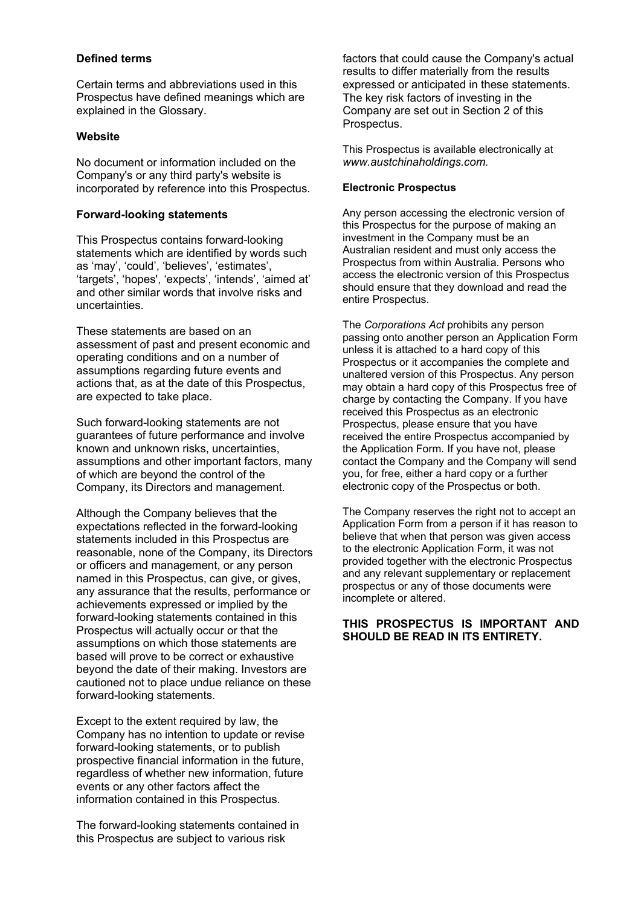**Defined terms**

Certain terms and abbreviations used in this Prospectus have defined meanings which are explained in the Glossary.

**Website**

No document or information included on the Company's or any third party's website is incorporated by reference into this Prospectus.

**Forward-looking statements**

This Prospectus contains forward-looking statements which are identified by words such as 'may', 'could', 'believes', 'estimates', 'targets', 'hopes', 'expects', 'intends', 'aimed at' and other similar words that involve risks and uncertainties.

These statements are based on an assessment of past and present economic and operating conditions and on a number of assumptions regarding future events and actions that, as at the date of this Prospectus, are expected to take place.

Such forward-looking statements are not guarantees of future performance and involve known and unknown risks, uncertainties, assumptions and other important factors, many of which are beyond the control of the Company, its Directors and management.

Although the Company believes that the expectations reflected in the forward-looking statements included in this Prospectus are reasonable, none of the Company, its Directors or officers and management, or any person named in this Prospectus, can give, or gives, any assurance that the results, performance or achievements expressed or implied by the forward-looking statements contained in this Prospectus will actually occur or that the assumptions on which those statements are based will prove to be correct or exhaustive beyond the date of their making. Investors are cautioned not to place undue reliance on these forward-looking statements.

Except to the extent required by law, the Company has no intention to update or revise forward-looking statements, or to publish prospective financial information in the future, regardless of whether new information, future events or any other factors affect the information contained in this Prospectus.

The forward-looking statements contained in this Prospectus are subject to various risk factors that could cause the Company's actual results to differ materially from the results expressed or anticipated in these statements. The key risk factors of investing in the Company are set out in Section 2 of this Prospectus.

This Prospectus is available electronically at *www.austchinaholdings.com.*

**Electronic Prospectus**

Any person accessing the electronic version of this Prospectus for the purpose of making an investment in the Company must be an Australian resident and must only access the Prospectus from within Australia. Persons who access the electronic version of this Prospectus should ensure that they download and read the entire Prospectus.

The *Corporations Act* prohibits any person passing onto another person an Application Form unless it is attached to a hard copy of this Prospectus or it accompanies the complete and unaltered version of this Prospectus. Any person may obtain a hard copy of this Prospectus free of charge by contacting the Company. If you have received this Prospectus as an electronic Prospectus, please ensure that you have received the entire Prospectus accompanied by the Application Form. If you have not, please contact the Company and the Company will send you, for free, either a hard copy or a further electronic copy of the Prospectus or both.

The Company reserves the right not to accept an Application Form from a person if it has reason to believe that when that person was given access to the electronic Application Form, it was not provided together with the electronic Prospectus and any relevant supplementary or replacement prospectus or any of those documents were incomplete or altered.

**THIS PROSPECTUS IS IMPORTANT AND SHOULD BE READ IN ITS ENTIRETY.**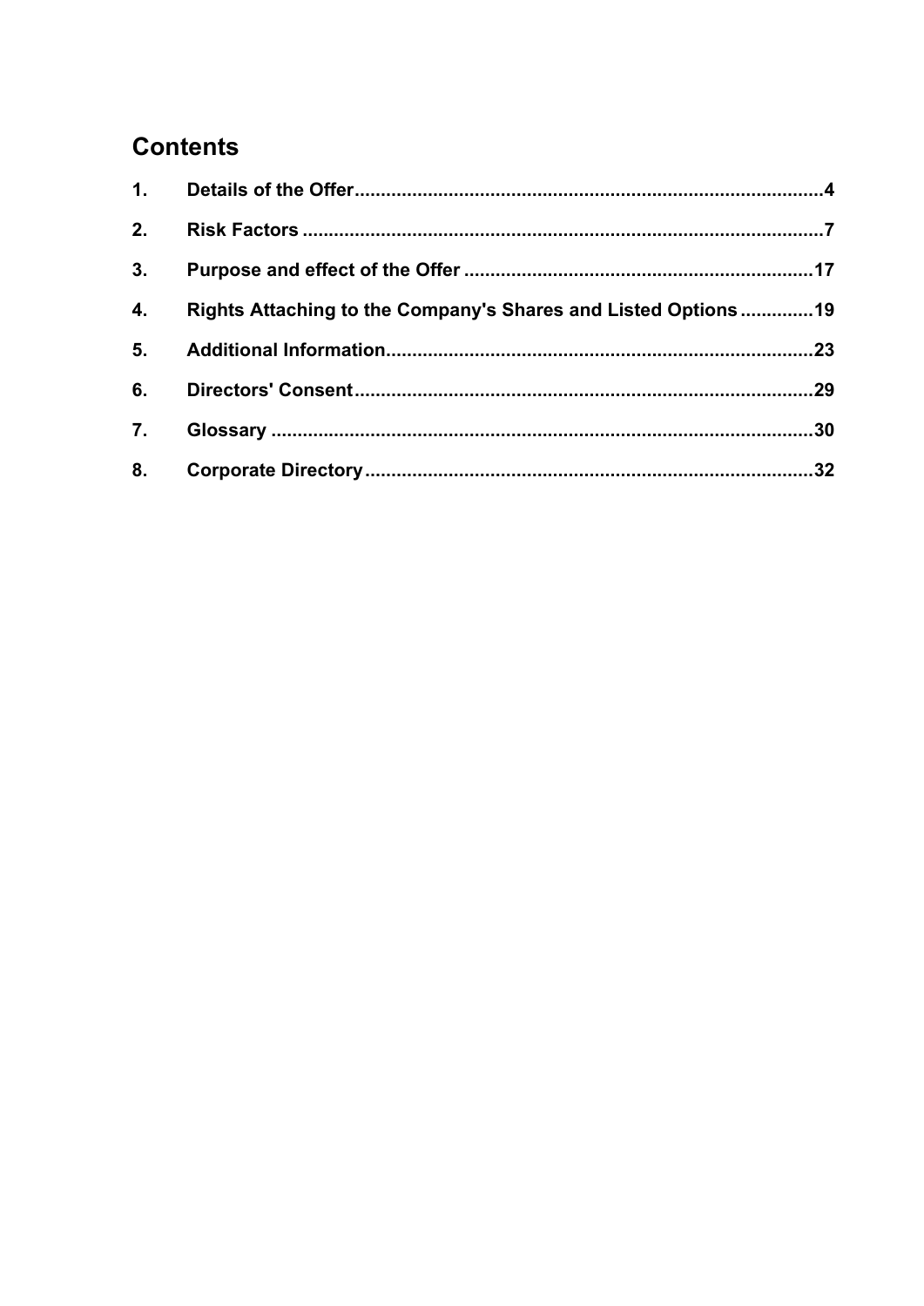## Contents

| | | |
|---|---|---|
| 1. | **Details of the Offer** | 4 |
| 2. | **Risk Factors** | 7 |
| 3. | **Purpose and effect of the Offer** | 17 |
| 4. | **Rights Attaching to the Company's Shares and Listed Options** | 19 |
| 5. | **Additional Information** | 23 |
| 6. | **Directors' Consent** | 29 |
| 7. | **Glossary** | 30 |
| 8. | **Corporate Directory** | 32 |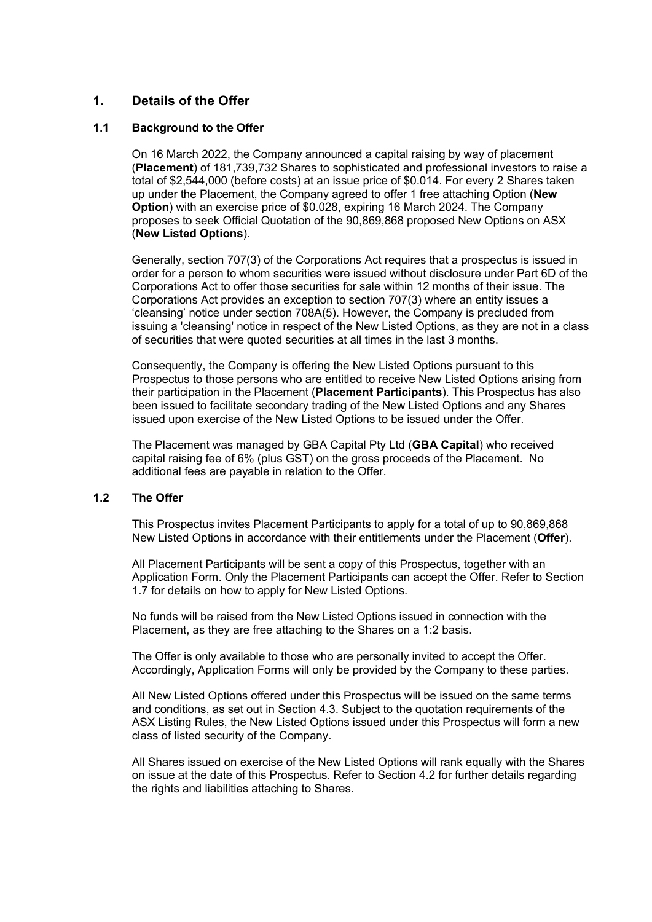# 1. Details of the Offer

## 1.1 Background to the Offer

On 16 March 2022, the Company announced a capital raising by way of placement (**Placement**) of 181,739,732 Shares to sophisticated and professional investors to raise a total of $2,544,000 (before costs) at an issue price of $0.014. For every 2 Shares taken up under the Placement, the Company agreed to offer 1 free attaching Option (**New Option**) with an exercise price of $0.028, expiring 16 March 2024. The Company proposes to seek Official Quotation of the 90,869,868 proposed New Options on ASX (**New Listed Options**).

Generally, section 707(3) of the Corporations Act requires that a prospectus is issued in order for a person to whom securities were issued without disclosure under Part 6D of the Corporations Act to offer those securities for sale within 12 months of their issue. The Corporations Act provides an exception to section 707(3) where an entity issues a 'cleansing' notice under section 708A(5). However, the Company is precluded from issuing a 'cleansing' notice in respect of the New Listed Options, as they are not in a class of securities that were quoted securities at all times in the last 3 months.

Consequently, the Company is offering the New Listed Options pursuant to this Prospectus to those persons who are entitled to receive New Listed Options arising from their participation in the Placement (**Placement Participants**). This Prospectus has also been issued to facilitate secondary trading of the New Listed Options and any Shares issued upon exercise of the New Listed Options to be issued under the Offer.

The Placement was managed by GBA Capital Pty Ltd (**GBA Capital**) who received capital raising fee of 6% (plus GST) on the gross proceeds of the Placement. No additional fees are payable in relation to the Offer.

## 1.2 The Offer

This Prospectus invites Placement Participants to apply for a total of up to 90,869,868 New Listed Options in accordance with their entitlements under the Placement (**Offer**).

All Placement Participants will be sent a copy of this Prospectus, together with an Application Form. Only the Placement Participants can accept the Offer. Refer to Section 1.7 for details on how to apply for New Listed Options.

No funds will be raised from the New Listed Options issued in connection with the Placement, as they are free attaching to the Shares on a 1:2 basis.

The Offer is only available to those who are personally invited to accept the Offer. Accordingly, Application Forms will only be provided by the Company to these parties.

All New Listed Options offered under this Prospectus will be issued on the same terms and conditions, as set out in Section 4.3. Subject to the quotation requirements of the ASX Listing Rules, the New Listed Options issued under this Prospectus will form a new class of listed security of the Company.

All Shares issued on exercise of the New Listed Options will rank equally with the Shares on issue at the date of this Prospectus. Refer to Section 4.2 for further details regarding the rights and liabilities attaching to Shares.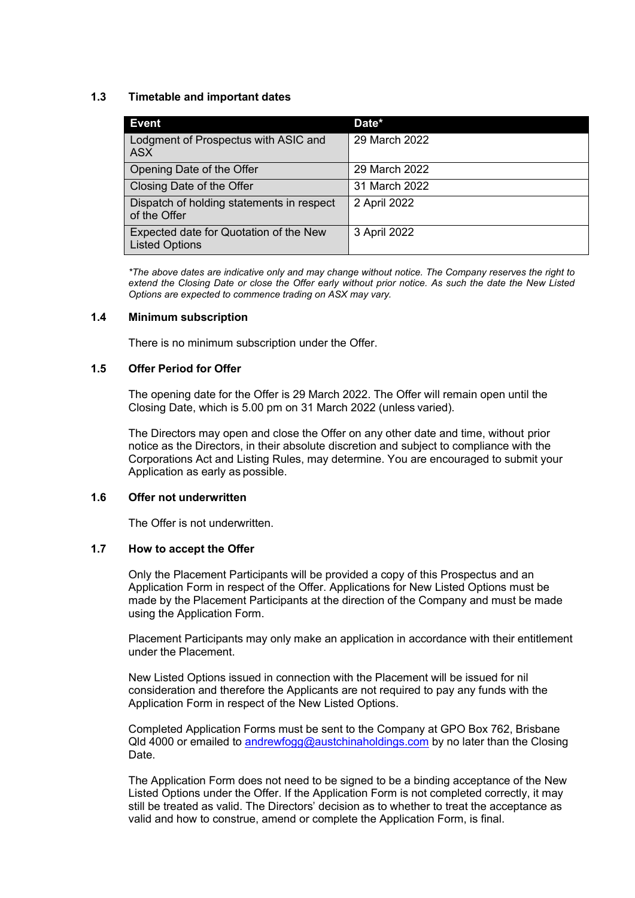### 1.3 Timetable and important dates

| Event | Date* |
|---|---|
| Lodgment of Prospectus with ASIC and ASX | 29 March 2022 |
| Opening Date of the Offer | 29 March 2022 |
| Closing Date of the Offer | 31 March 2022 |
| Dispatch of holding statements in respect of the Offer | 2 April 2022 |
| Expected date for Quotation of the New Listed Options | 3 April 2022 |

*\*The above dates are indicative only and may change without notice. The Company reserves the right to extend the Closing Date or close the Offer early without prior notice. As such the date the New Listed Options are expected to commence trading on ASX may vary.*

### 1.4 Minimum subscription

There is no minimum subscription under the Offer.

### 1.5 Offer Period for Offer

The opening date for the Offer is 29 March 2022. The Offer will remain open until the Closing Date, which is 5.00 pm on 31 March 2022 (unless varied).

The Directors may open and close the Offer on any other date and time, without prior notice as the Directors, in their absolute discretion and subject to compliance with the Corporations Act and Listing Rules, may determine. You are encouraged to submit your Application as early as possible.

### 1.6 Offer not underwritten

The Offer is not underwritten.

### 1.7 How to accept the Offer

Only the Placement Participants will be provided a copy of this Prospectus and an Application Form in respect of the Offer. Applications for New Listed Options must be made by the Placement Participants at the direction of the Company and must be made using the Application Form.

Placement Participants may only make an application in accordance with their entitlement under the Placement.

New Listed Options issued in connection with the Placement will be issued for nil consideration and therefore the Applicants are not required to pay any funds with the Application Form in respect of the New Listed Options.

Completed Application Forms must be sent to the Company at GPO Box 762, Brisbane Qld 4000 or emailed to andrewfogg@austchinaholdings.com by no later than the Closing Date.

The Application Form does not need to be signed to be a binding acceptance of the New Listed Options under the Offer. If the Application Form is not completed correctly, it may still be treated as valid. The Directors' decision as to whether to treat the acceptance as valid and how to construe, amend or complete the Application Form, is final.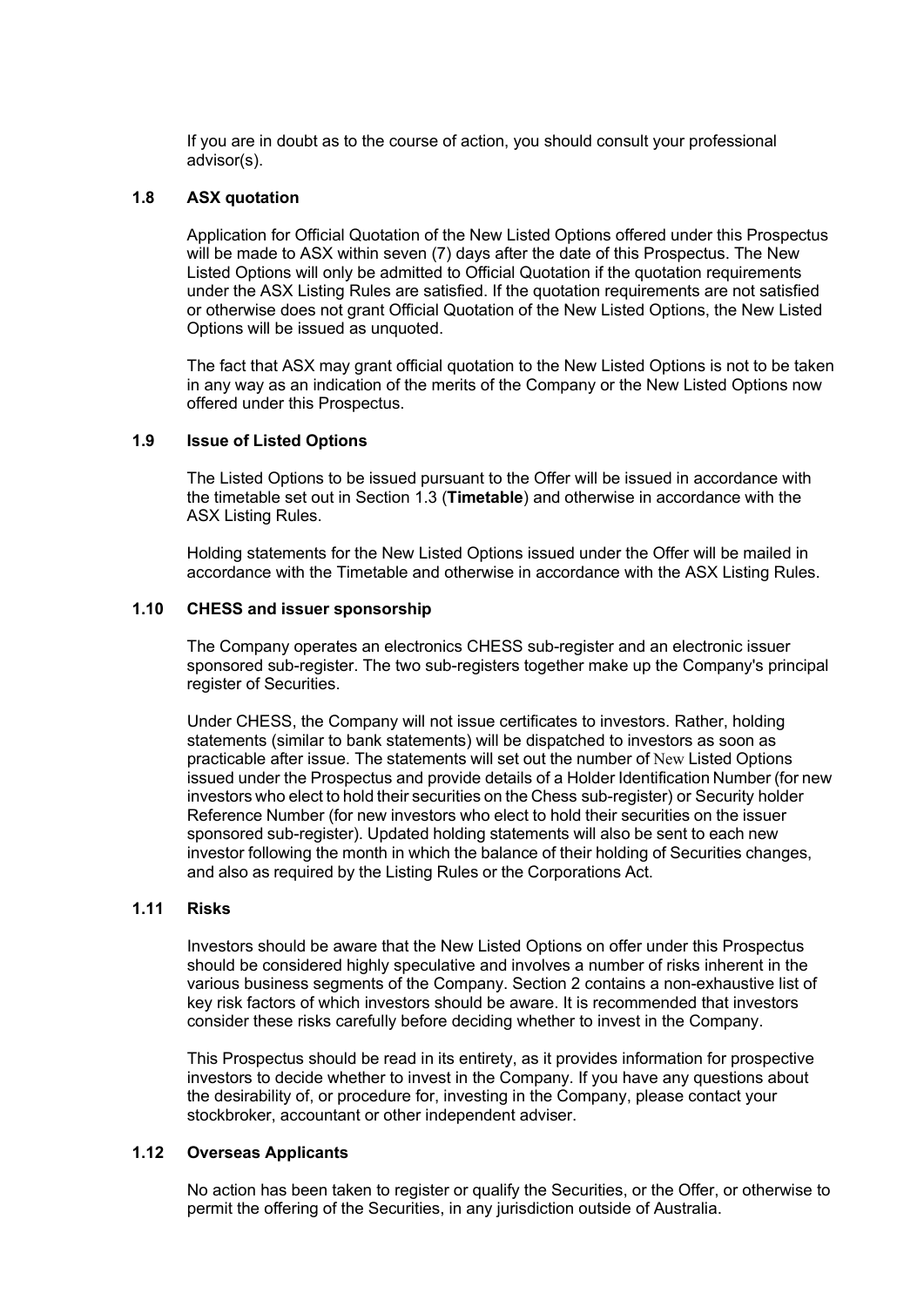If you are in doubt as to the course of action, you should consult your professional advisor(s).

### 1.8 ASX quotation

Application for Official Quotation of the New Listed Options offered under this Prospectus will be made to ASX within seven (7) days after the date of this Prospectus. The New Listed Options will only be admitted to Official Quotation if the quotation requirements under the ASX Listing Rules are satisfied. If the quotation requirements are not satisfied or otherwise does not grant Official Quotation of the New Listed Options, the New Listed Options will be issued as unquoted.

The fact that ASX may grant official quotation to the New Listed Options is not to be taken in any way as an indication of the merits of the Company or the New Listed Options now offered under this Prospectus.

### 1.9 Issue of Listed Options

The Listed Options to be issued pursuant to the Offer will be issued in accordance with the timetable set out in Section 1.3 (**Timetable**) and otherwise in accordance with the ASX Listing Rules.

Holding statements for the New Listed Options issued under the Offer will be mailed in accordance with the Timetable and otherwise in accordance with the ASX Listing Rules.

### 1.10 CHESS and issuer sponsorship

The Company operates an electronics CHESS sub-register and an electronic issuer sponsored sub-register. The two sub-registers together make up the Company's principal register of Securities.

Under CHESS, the Company will not issue certificates to investors. Rather, holding statements (similar to bank statements) will be dispatched to investors as soon as practicable after issue. The statements will set out the number of New Listed Options issued under the Prospectus and provide details of a Holder Identification Number (for new investors who elect to hold their securities on the Chess sub-register) or Security holder Reference Number (for new investors who elect to hold their securities on the issuer sponsored sub-register). Updated holding statements will also be sent to each new investor following the month in which the balance of their holding of Securities changes, and also as required by the Listing Rules or the Corporations Act.

### 1.11 Risks

Investors should be aware that the New Listed Options on offer under this Prospectus should be considered highly speculative and involves a number of risks inherent in the various business segments of the Company. Section 2 contains a non-exhaustive list of key risk factors of which investors should be aware. It is recommended that investors consider these risks carefully before deciding whether to invest in the Company.

This Prospectus should be read in its entirety, as it provides information for prospective investors to decide whether to invest in the Company. If you have any questions about the desirability of, or procedure for, investing in the Company, please contact your stockbroker, accountant or other independent adviser.

### 1.12 Overseas Applicants

No action has been taken to register or qualify the Securities, or the Offer, or otherwise to permit the offering of the Securities, in any jurisdiction outside of Australia.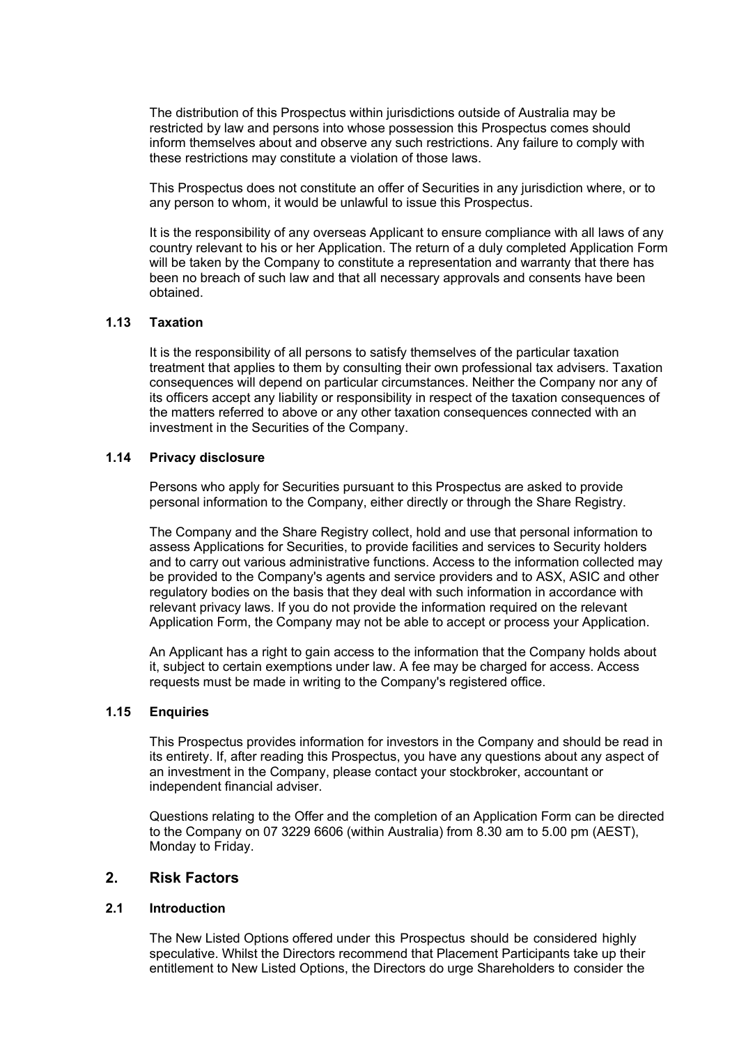The distribution of this Prospectus within jurisdictions outside of Australia may be restricted by law and persons into whose possession this Prospectus comes should inform themselves about and observe any such restrictions. Any failure to comply with these restrictions may constitute a violation of those laws.

This Prospectus does not constitute an offer of Securities in any jurisdiction where, or to any person to whom, it would be unlawful to issue this Prospectus.

It is the responsibility of any overseas Applicant to ensure compliance with all laws of any country relevant to his or her Application. The return of a duly completed Application Form will be taken by the Company to constitute a representation and warranty that there has been no breach of such law and that all necessary approvals and consents have been obtained.

### 1.13 Taxation

It is the responsibility of all persons to satisfy themselves of the particular taxation treatment that applies to them by consulting their own professional tax advisers. Taxation consequences will depend on particular circumstances. Neither the Company nor any of its officers accept any liability or responsibility in respect of the taxation consequences of the matters referred to above or any other taxation consequences connected with an investment in the Securities of the Company.

### 1.14 Privacy disclosure

Persons who apply for Securities pursuant to this Prospectus are asked to provide personal information to the Company, either directly or through the Share Registry.

The Company and the Share Registry collect, hold and use that personal information to assess Applications for Securities, to provide facilities and services to Security holders and to carry out various administrative functions. Access to the information collected may be provided to the Company's agents and service providers and to ASX, ASIC and other regulatory bodies on the basis that they deal with such information in accordance with relevant privacy laws. If you do not provide the information required on the relevant Application Form, the Company may not be able to accept or process your Application.

An Applicant has a right to gain access to the information that the Company holds about it, subject to certain exemptions under law. A fee may be charged for access. Access requests must be made in writing to the Company's registered office.

### 1.15 Enquiries

This Prospectus provides information for investors in the Company and should be read in its entirety. If, after reading this Prospectus, you have any questions about any aspect of an investment in the Company, please contact your stockbroker, accountant or independent financial adviser.

Questions relating to the Offer and the completion of an Application Form can be directed to the Company on 07 3229 6606 (within Australia) from 8.30 am to 5.00 pm (AEST), Monday to Friday.

## 2. Risk Factors

### 2.1 Introduction

The New Listed Options offered under this Prospectus should be considered highly speculative. Whilst the Directors recommend that Placement Participants take up their entitlement to New Listed Options, the Directors do urge Shareholders to consider the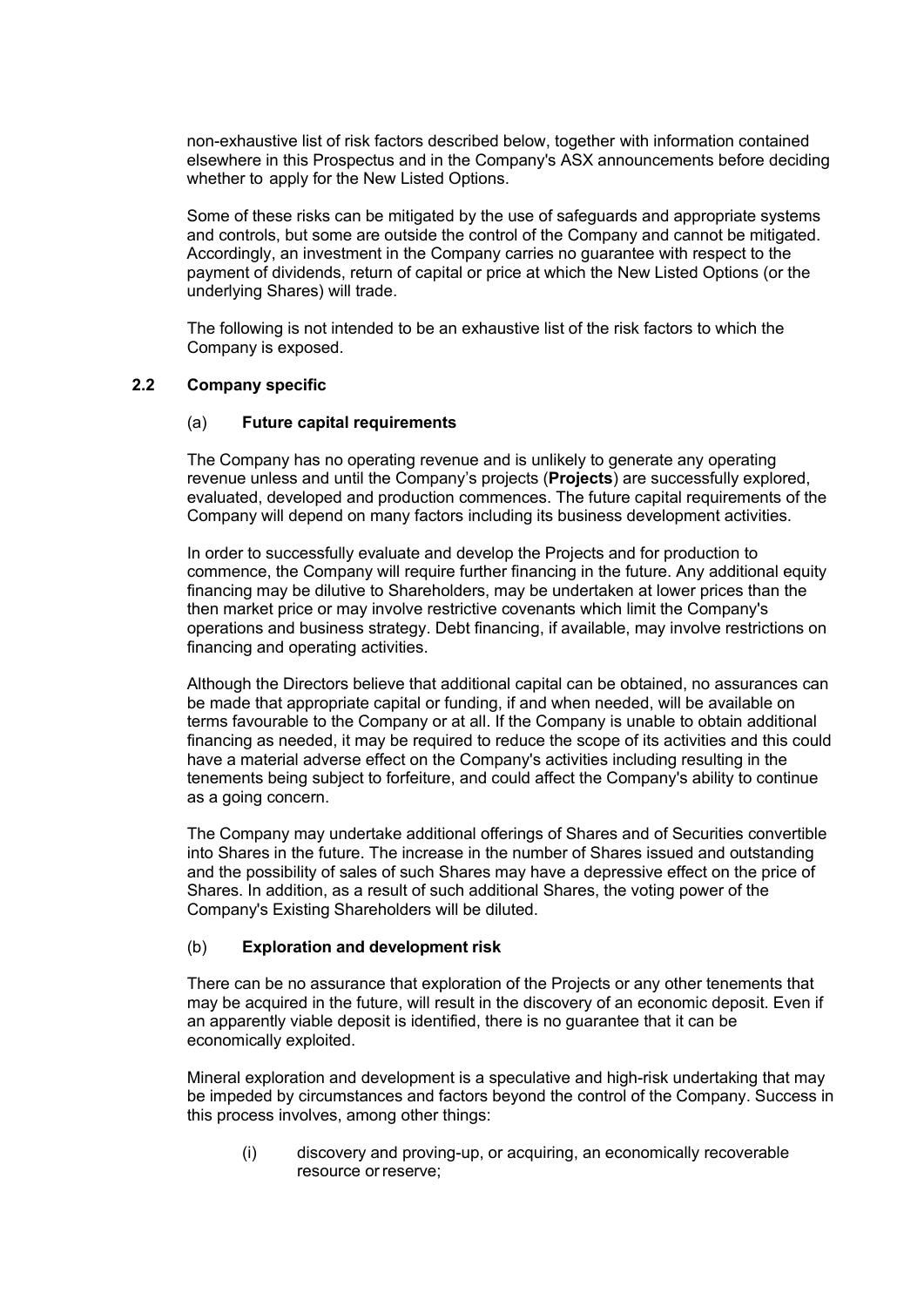non-exhaustive list of risk factors described below, together with information contained elsewhere in this Prospectus and in the Company's ASX announcements before deciding whether to apply for the New Listed Options.

Some of these risks can be mitigated by the use of safeguards and appropriate systems and controls, but some are outside the control of the Company and cannot be mitigated. Accordingly, an investment in the Company carries no guarantee with respect to the payment of dividends, return of capital or price at which the New Listed Options (or the underlying Shares) will trade.

The following is not intended to be an exhaustive list of the risk factors to which the Company is exposed.

### 2.2 Company specific

#### (a) Future capital requirements

The Company has no operating revenue and is unlikely to generate any operating revenue unless and until the Company's projects (**Projects**) are successfully explored, evaluated, developed and production commences. The future capital requirements of the Company will depend on many factors including its business development activities.

In order to successfully evaluate and develop the Projects and for production to commence, the Company will require further financing in the future. Any additional equity financing may be dilutive to Shareholders, may be undertaken at lower prices than the then market price or may involve restrictive covenants which limit the Company's operations and business strategy. Debt financing, if available, may involve restrictions on financing and operating activities.

Although the Directors believe that additional capital can be obtained, no assurances can be made that appropriate capital or funding, if and when needed, will be available on terms favourable to the Company or at all. If the Company is unable to obtain additional financing as needed, it may be required to reduce the scope of its activities and this could have a material adverse effect on the Company's activities including resulting in the tenements being subject to forfeiture, and could affect the Company's ability to continue as a going concern.

The Company may undertake additional offerings of Shares and of Securities convertible into Shares in the future. The increase in the number of Shares issued and outstanding and the possibility of sales of such Shares may have a depressive effect on the price of Shares. In addition, as a result of such additional Shares, the voting power of the Company's Existing Shareholders will be diluted.

#### (b) Exploration and development risk

There can be no assurance that exploration of the Projects or any other tenements that may be acquired in the future, will result in the discovery of an economic deposit. Even if an apparently viable deposit is identified, there is no guarantee that it can be economically exploited.

Mineral exploration and development is a speculative and high-risk undertaking that may be impeded by circumstances and factors beyond the control of the Company. Success in this process involves, among other things:

(i) discovery and proving-up, or acquiring, an economically recoverable resource or reserve;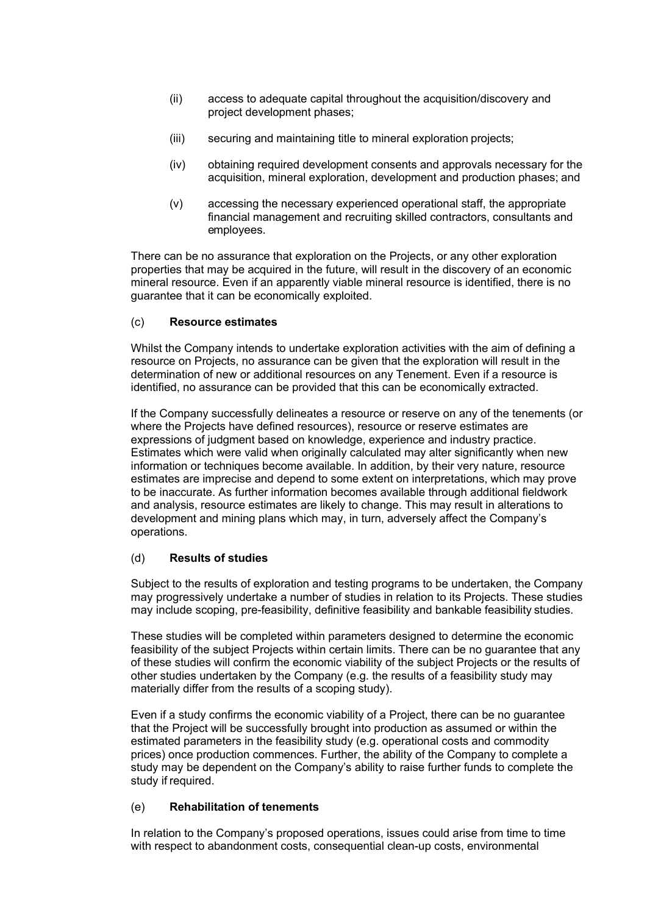(ii) access to adequate capital throughout the acquisition/discovery and project development phases;

(iii) securing and maintaining title to mineral exploration projects;

(iv) obtaining required development consents and approvals necessary for the acquisition, mineral exploration, development and production phases; and

(v) accessing the necessary experienced operational staff, the appropriate financial management and recruiting skilled contractors, consultants and employees.

There can be no assurance that exploration on the Projects, or any other exploration properties that may be acquired in the future, will result in the discovery of an economic mineral resource. Even if an apparently viable mineral resource is identified, there is no guarantee that it can be economically exploited.

(c) **Resource estimates**

Whilst the Company intends to undertake exploration activities with the aim of defining a resource on Projects, no assurance can be given that the exploration will result in the determination of new or additional resources on any Tenement. Even if a resource is identified, no assurance can be provided that this can be economically extracted.

If the Company successfully delineates a resource or reserve on any of the tenements (or where the Projects have defined resources), resource or reserve estimates are expressions of judgment based on knowledge, experience and industry practice. Estimates which were valid when originally calculated may alter significantly when new information or techniques become available. In addition, by their very nature, resource estimates are imprecise and depend to some extent on interpretations, which may prove to be inaccurate. As further information becomes available through additional fieldwork and analysis, resource estimates are likely to change. This may result in alterations to development and mining plans which may, in turn, adversely affect the Company's operations.

(d) **Results of studies**

Subject to the results of exploration and testing programs to be undertaken, the Company may progressively undertake a number of studies in relation to its Projects. These studies may include scoping, pre-feasibility, definitive feasibility and bankable feasibility studies.

These studies will be completed within parameters designed to determine the economic feasibility of the subject Projects within certain limits. There can be no guarantee that any of these studies will confirm the economic viability of the subject Projects or the results of other studies undertaken by the Company (e.g. the results of a feasibility study may materially differ from the results of a scoping study).

Even if a study confirms the economic viability of a Project, there can be no guarantee that the Project will be successfully brought into production as assumed or within the estimated parameters in the feasibility study (e.g. operational costs and commodity prices) once production commences. Further, the ability of the Company to complete a study may be dependent on the Company's ability to raise further funds to complete the study if required.

(e) **Rehabilitation of tenements**

In relation to the Company's proposed operations, issues could arise from time to time with respect to abandonment costs, consequential clean-up costs, environmental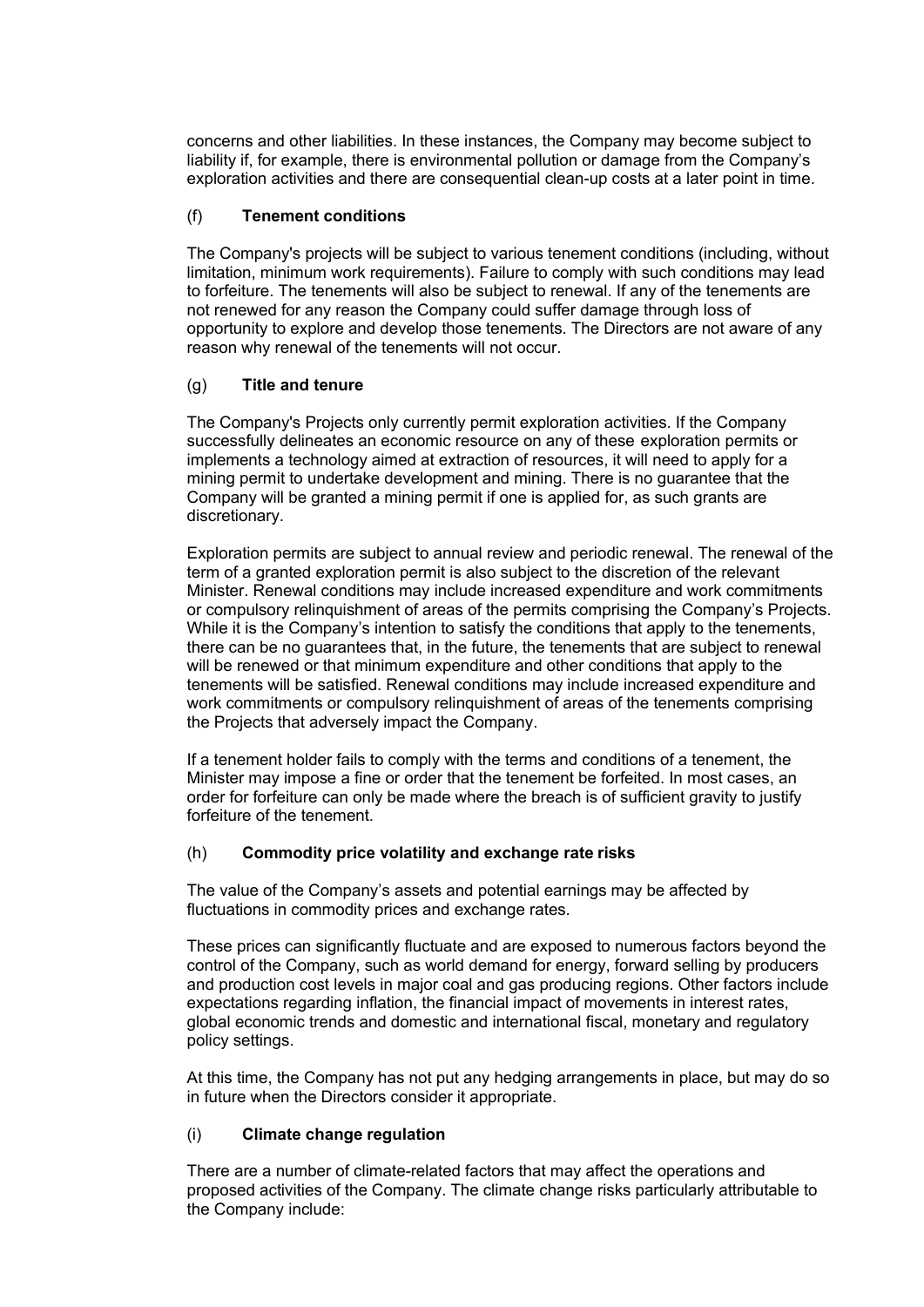concerns and other liabilities. In these instances, the Company may become subject to liability if, for example, there is environmental pollution or damage from the Company's exploration activities and there are consequential clean-up costs at a later point in time.

### (f) **Tenement conditions**

The Company's projects will be subject to various tenement conditions (including, without limitation, minimum work requirements). Failure to comply with such conditions may lead to forfeiture. The tenements will also be subject to renewal. If any of the tenements are not renewed for any reason the Company could suffer damage through loss of opportunity to explore and develop those tenements. The Directors are not aware of any reason why renewal of the tenements will not occur.

### (g) **Title and tenure**

The Company's Projects only currently permit exploration activities. If the Company successfully delineates an economic resource on any of these exploration permits or implements a technology aimed at extraction of resources, it will need to apply for a mining permit to undertake development and mining. There is no guarantee that the Company will be granted a mining permit if one is applied for, as such grants are discretionary.

Exploration permits are subject to annual review and periodic renewal. The renewal of the term of a granted exploration permit is also subject to the discretion of the relevant Minister. Renewal conditions may include increased expenditure and work commitments or compulsory relinquishment of areas of the permits comprising the Company's Projects. While it is the Company's intention to satisfy the conditions that apply to the tenements, there can be no guarantees that, in the future, the tenements that are subject to renewal will be renewed or that minimum expenditure and other conditions that apply to the tenements will be satisfied. Renewal conditions may include increased expenditure and work commitments or compulsory relinquishment of areas of the tenements comprising the Projects that adversely impact the Company.

If a tenement holder fails to comply with the terms and conditions of a tenement, the Minister may impose a fine or order that the tenement be forfeited. In most cases, an order for forfeiture can only be made where the breach is of sufficient gravity to justify forfeiture of the tenement.

### (h) **Commodity price volatility and exchange rate risks**

The value of the Company's assets and potential earnings may be affected by fluctuations in commodity prices and exchange rates.

These prices can significantly fluctuate and are exposed to numerous factors beyond the control of the Company, such as world demand for energy, forward selling by producers and production cost levels in major coal and gas producing regions. Other factors include expectations regarding inflation, the financial impact of movements in interest rates, global economic trends and domestic and international fiscal, monetary and regulatory policy settings.

At this time, the Company has not put any hedging arrangements in place, but may do so in future when the Directors consider it appropriate.

### (i) **Climate change regulation**

There are a number of climate-related factors that may affect the operations and proposed activities of the Company. The climate change risks particularly attributable to the Company include: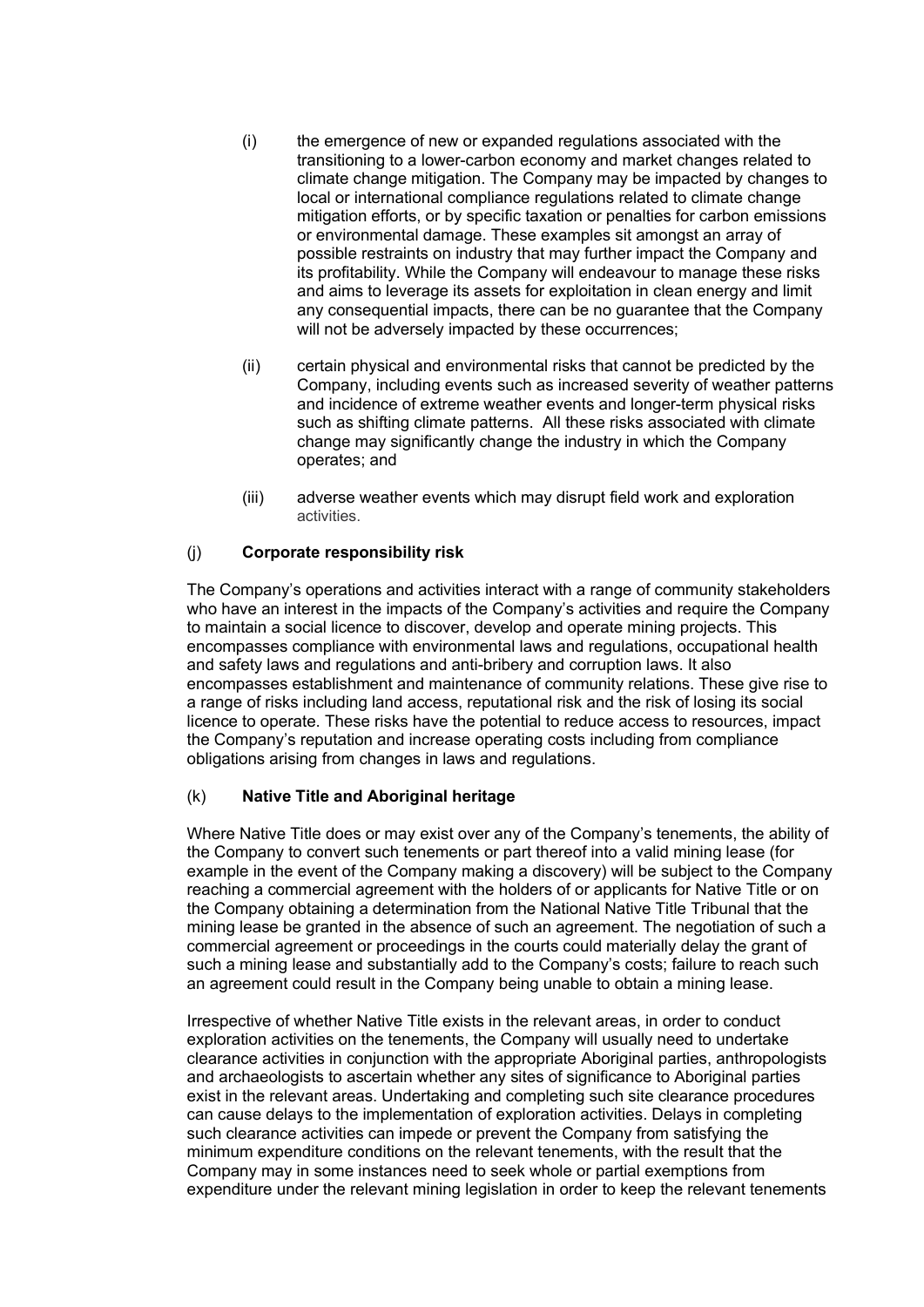(i) the emergence of new or expanded regulations associated with the transitioning to a lower-carbon economy and market changes related to climate change mitigation. The Company may be impacted by changes to local or international compliance regulations related to climate change mitigation efforts, or by specific taxation or penalties for carbon emissions or environmental damage. These examples sit amongst an array of possible restraints on industry that may further impact the Company and its profitability. While the Company will endeavour to manage these risks and aims to leverage its assets for exploitation in clean energy and limit any consequential impacts, there can be no guarantee that the Company will not be adversely impacted by these occurrences;

(ii) certain physical and environmental risks that cannot be predicted by the Company, including events such as increased severity of weather patterns and incidence of extreme weather events and longer-term physical risks such as shifting climate patterns. All these risks associated with climate change may significantly change the industry in which the Company operates; and

(iii) adverse weather events which may disrupt field work and exploration activities.

(j) **Corporate responsibility risk**

The Company's operations and activities interact with a range of community stakeholders who have an interest in the impacts of the Company's activities and require the Company to maintain a social licence to discover, develop and operate mining projects. This encompasses compliance with environmental laws and regulations, occupational health and safety laws and regulations and anti-bribery and corruption laws. It also encompasses establishment and maintenance of community relations. These give rise to a range of risks including land access, reputational risk and the risk of losing its social licence to operate. These risks have the potential to reduce access to resources, impact the Company's reputation and increase operating costs including from compliance obligations arising from changes in laws and regulations.

(k) **Native Title and Aboriginal heritage**

Where Native Title does or may exist over any of the Company's tenements, the ability of the Company to convert such tenements or part thereof into a valid mining lease (for example in the event of the Company making a discovery) will be subject to the Company reaching a commercial agreement with the holders of or applicants for Native Title or on the Company obtaining a determination from the National Native Title Tribunal that the mining lease be granted in the absence of such an agreement. The negotiation of such a commercial agreement or proceedings in the courts could materially delay the grant of such a mining lease and substantially add to the Company's costs; failure to reach such an agreement could result in the Company being unable to obtain a mining lease.

Irrespective of whether Native Title exists in the relevant areas, in order to conduct exploration activities on the tenements, the Company will usually need to undertake clearance activities in conjunction with the appropriate Aboriginal parties, anthropologists and archaeologists to ascertain whether any sites of significance to Aboriginal parties exist in the relevant areas. Undertaking and completing such site clearance procedures can cause delays to the implementation of exploration activities. Delays in completing such clearance activities can impede or prevent the Company from satisfying the minimum expenditure conditions on the relevant tenements, with the result that the Company may in some instances need to seek whole or partial exemptions from expenditure under the relevant mining legislation in order to keep the relevant tenements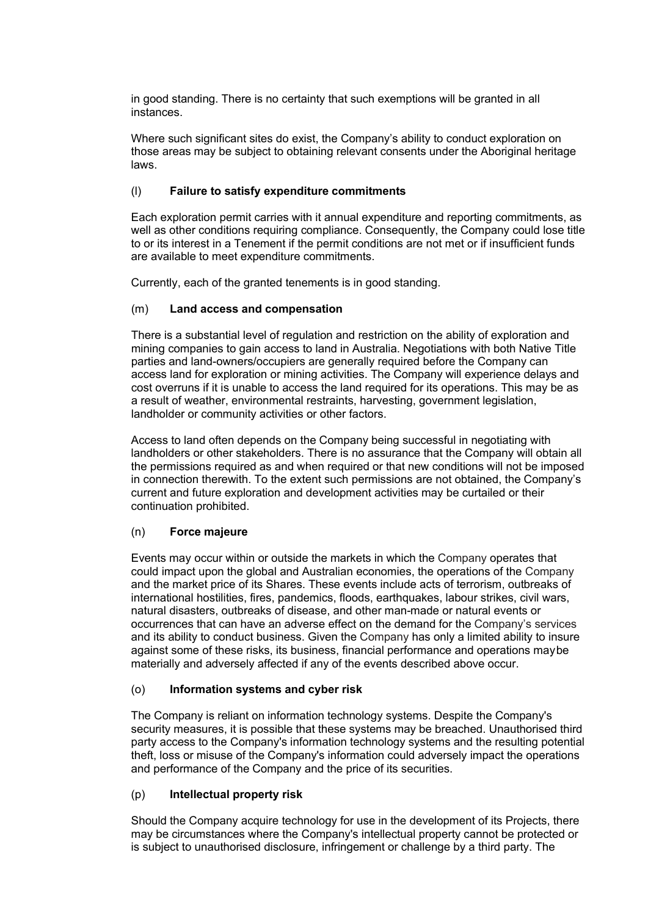in good standing. There is no certainty that such exemptions will be granted in all instances.

Where such significant sites do exist, the Company's ability to conduct exploration on those areas may be subject to obtaining relevant consents under the Aboriginal heritage laws.

(l) **Failure to satisfy expenditure commitments**

Each exploration permit carries with it annual expenditure and reporting commitments, as well as other conditions requiring compliance. Consequently, the Company could lose title to or its interest in a Tenement if the permit conditions are not met or if insufficient funds are available to meet expenditure commitments.

Currently, each of the granted tenements is in good standing.

(m) **Land access and compensation**

There is a substantial level of regulation and restriction on the ability of exploration and mining companies to gain access to land in Australia. Negotiations with both Native Title parties and land-owners/occupiers are generally required before the Company can access land for exploration or mining activities. The Company will experience delays and cost overruns if it is unable to access the land required for its operations. This may be as a result of weather, environmental restraints, harvesting, government legislation, landholder or community activities or other factors.

Access to land often depends on the Company being successful in negotiating with landholders or other stakeholders. There is no assurance that the Company will obtain all the permissions required as and when required or that new conditions will not be imposed in connection therewith. To the extent such permissions are not obtained, the Company's current and future exploration and development activities may be curtailed or their continuation prohibited.

(n) **Force majeure**

Events may occur within or outside the markets in which the Company operates that could impact upon the global and Australian economies, the operations of the Company and the market price of its Shares. These events include acts of terrorism, outbreaks of international hostilities, fires, pandemics, floods, earthquakes, labour strikes, civil wars, natural disasters, outbreaks of disease, and other man-made or natural events or occurrences that can have an adverse effect on the demand for the Company's services and its ability to conduct business. Given the Company has only a limited ability to insure against some of these risks, its business, financial performance and operations maybe materially and adversely affected if any of the events described above occur.

(o) **Information systems and cyber risk**

The Company is reliant on information technology systems. Despite the Company's security measures, it is possible that these systems may be breached. Unauthorised third party access to the Company's information technology systems and the resulting potential theft, loss or misuse of the Company's information could adversely impact the operations and performance of the Company and the price of its securities.

(p) **Intellectual property risk**

Should the Company acquire technology for use in the development of its Projects, there may be circumstances where the Company's intellectual property cannot be protected or is subject to unauthorised disclosure, infringement or challenge by a third party. The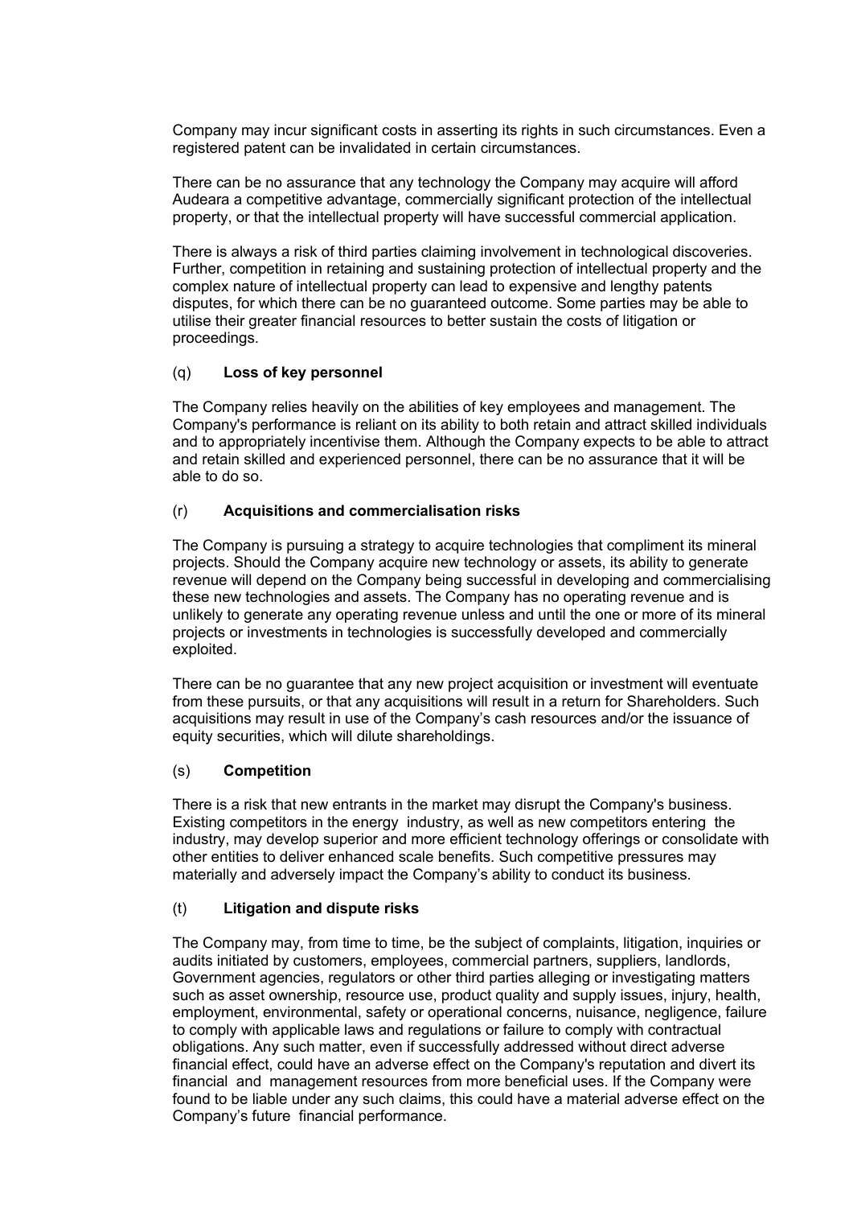Company may incur significant costs in asserting its rights in such circumstances. Even a registered patent can be invalidated in certain circumstances.

There can be no assurance that any technology the Company may acquire will afford Audeara a competitive advantage, commercially significant protection of the intellectual property, or that the intellectual property will have successful commercial application.

There is always a risk of third parties claiming involvement in technological discoveries. Further, competition in retaining and sustaining protection of intellectual property and the complex nature of intellectual property can lead to expensive and lengthy patents disputes, for which there can be no guaranteed outcome. Some parties may be able to utilise their greater financial resources to better sustain the costs of litigation or proceedings.

(q) **Loss of key personnel**

The Company relies heavily on the abilities of key employees and management. The Company's performance is reliant on its ability to both retain and attract skilled individuals and to appropriately incentivise them. Although the Company expects to be able to attract and retain skilled and experienced personnel, there can be no assurance that it will be able to do so.

(r) **Acquisitions and commercialisation risks**

The Company is pursuing a strategy to acquire technologies that compliment its mineral projects. Should the Company acquire new technology or assets, its ability to generate revenue will depend on the Company being successful in developing and commercialising these new technologies and assets. The Company has no operating revenue and is unlikely to generate any operating revenue unless and until the one or more of its mineral projects or investments in technologies is successfully developed and commercially exploited.

There can be no guarantee that any new project acquisition or investment will eventuate from these pursuits, or that any acquisitions will result in a return for Shareholders. Such acquisitions may result in use of the Company's cash resources and/or the issuance of equity securities, which will dilute shareholdings.

(s) **Competition**

There is a risk that new entrants in the market may disrupt the Company's business. Existing competitors in the energy industry, as well as new competitors entering the industry, may develop superior and more efficient technology offerings or consolidate with other entities to deliver enhanced scale benefits. Such competitive pressures may materially and adversely impact the Company's ability to conduct its business.

(t) **Litigation and dispute risks**

The Company may, from time to time, be the subject of complaints, litigation, inquiries or audits initiated by customers, employees, commercial partners, suppliers, landlords, Government agencies, regulators or other third parties alleging or investigating matters such as asset ownership, resource use, product quality and supply issues, injury, health, employment, environmental, safety or operational concerns, nuisance, negligence, failure to comply with applicable laws and regulations or failure to comply with contractual obligations. Any such matter, even if successfully addressed without direct adverse financial effect, could have an adverse effect on the Company's reputation and divert its financial and management resources from more beneficial uses. If the Company were found to be liable under any such claims, this could have a material adverse effect on the Company's future financial performance.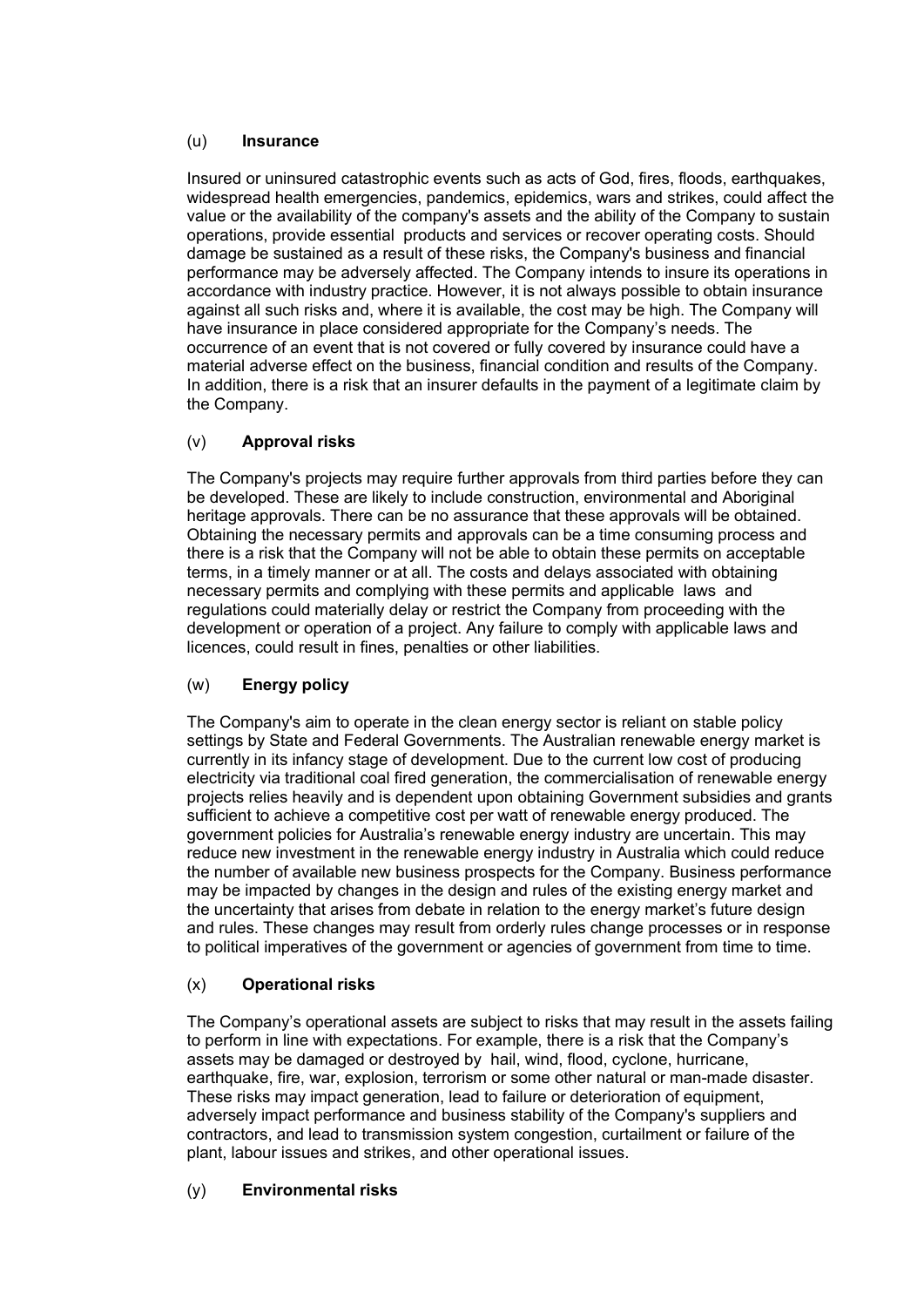### (u) **Insurance**

Insured or uninsured catastrophic events such as acts of God, fires, floods, earthquakes, widespread health emergencies, pandemics, epidemics, wars and strikes, could affect the value or the availability of the company's assets and the ability of the Company to sustain operations, provide essential products and services or recover operating costs. Should damage be sustained as a result of these risks, the Company's business and financial performance may be adversely affected. The Company intends to insure its operations in accordance with industry practice. However, it is not always possible to obtain insurance against all such risks and, where it is available, the cost may be high. The Company will have insurance in place considered appropriate for the Company's needs. The occurrence of an event that is not covered or fully covered by insurance could have a material adverse effect on the business, financial condition and results of the Company. In addition, there is a risk that an insurer defaults in the payment of a legitimate claim by the Company.

### (v) **Approval risks**

The Company's projects may require further approvals from third parties before they can be developed. These are likely to include construction, environmental and Aboriginal heritage approvals. There can be no assurance that these approvals will be obtained. Obtaining the necessary permits and approvals can be a time consuming process and there is a risk that the Company will not be able to obtain these permits on acceptable terms, in a timely manner or at all. The costs and delays associated with obtaining necessary permits and complying with these permits and applicable laws and regulations could materially delay or restrict the Company from proceeding with the development or operation of a project. Any failure to comply with applicable laws and licences, could result in fines, penalties or other liabilities.

### (w) **Energy policy**

The Company's aim to operate in the clean energy sector is reliant on stable policy settings by State and Federal Governments. The Australian renewable energy market is currently in its infancy stage of development. Due to the current low cost of producing electricity via traditional coal fired generation, the commercialisation of renewable energy projects relies heavily and is dependent upon obtaining Government subsidies and grants sufficient to achieve a competitive cost per watt of renewable energy produced. The government policies for Australia's renewable energy industry are uncertain. This may reduce new investment in the renewable energy industry in Australia which could reduce the number of available new business prospects for the Company. Business performance may be impacted by changes in the design and rules of the existing energy market and the uncertainty that arises from debate in relation to the energy market's future design and rules. These changes may result from orderly rules change processes or in response to political imperatives of the government or agencies of government from time to time.

### (x) **Operational risks**

The Company's operational assets are subject to risks that may result in the assets failing to perform in line with expectations. For example, there is a risk that the Company's assets may be damaged or destroyed by hail, wind, flood, cyclone, hurricane, earthquake, fire, war, explosion, terrorism or some other natural or man-made disaster. These risks may impact generation, lead to failure or deterioration of equipment, adversely impact performance and business stability of the Company's suppliers and contractors, and lead to transmission system congestion, curtailment or failure of the plant, labour issues and strikes, and other operational issues.

### (y) **Environmental risks**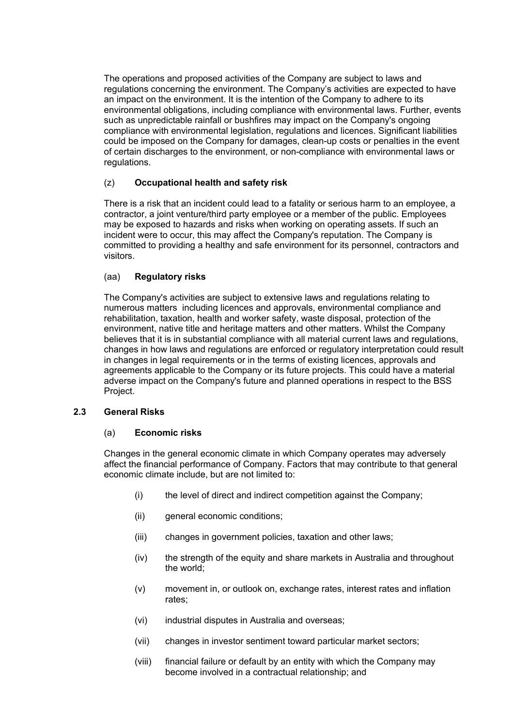The operations and proposed activities of the Company are subject to laws and regulations concerning the environment. The Company's activities are expected to have an impact on the environment. It is the intention of the Company to adhere to its environmental obligations, including compliance with environmental laws. Further, events such as unpredictable rainfall or bushfires may impact on the Company's ongoing compliance with environmental legislation, regulations and licences. Significant liabilities could be imposed on the Company for damages, clean-up costs or penalties in the event of certain discharges to the environment, or non-compliance with environmental laws or regulations.

(z) **Occupational health and safety risk**

There is a risk that an incident could lead to a fatality or serious harm to an employee, a contractor, a joint venture/third party employee or a member of the public. Employees may be exposed to hazards and risks when working on operating assets. If such an incident were to occur, this may affect the Company's reputation. The Company is committed to providing a healthy and safe environment for its personnel, contractors and visitors.

(aa) **Regulatory risks**

The Company's activities are subject to extensive laws and regulations relating to numerous matters including licences and approvals, environmental compliance and rehabilitation, taxation, health and worker safety, waste disposal, protection of the environment, native title and heritage matters and other matters. Whilst the Company believes that it is in substantial compliance with all material current laws and regulations, changes in how laws and regulations are enforced or regulatory interpretation could result in changes in legal requirements or in the terms of existing licences, approvals and agreements applicable to the Company or its future projects. This could have a material adverse impact on the Company's future and planned operations in respect to the BSS Project.

### 2.3 General Risks

(a) **Economic risks**

Changes in the general economic climate in which Company operates may adversely affect the financial performance of Company. Factors that may contribute to that general economic climate include, but are not limited to:

(i) the level of direct and indirect competition against the Company;

(ii) general economic conditions;

(iii) changes in government policies, taxation and other laws;

(iv) the strength of the equity and share markets in Australia and throughout the world;

(v) movement in, or outlook on, exchange rates, interest rates and inflation rates;

(vi) industrial disputes in Australia and overseas;

(vii) changes in investor sentiment toward particular market sectors;

(viii) financial failure or default by an entity with which the Company may become involved in a contractual relationship; and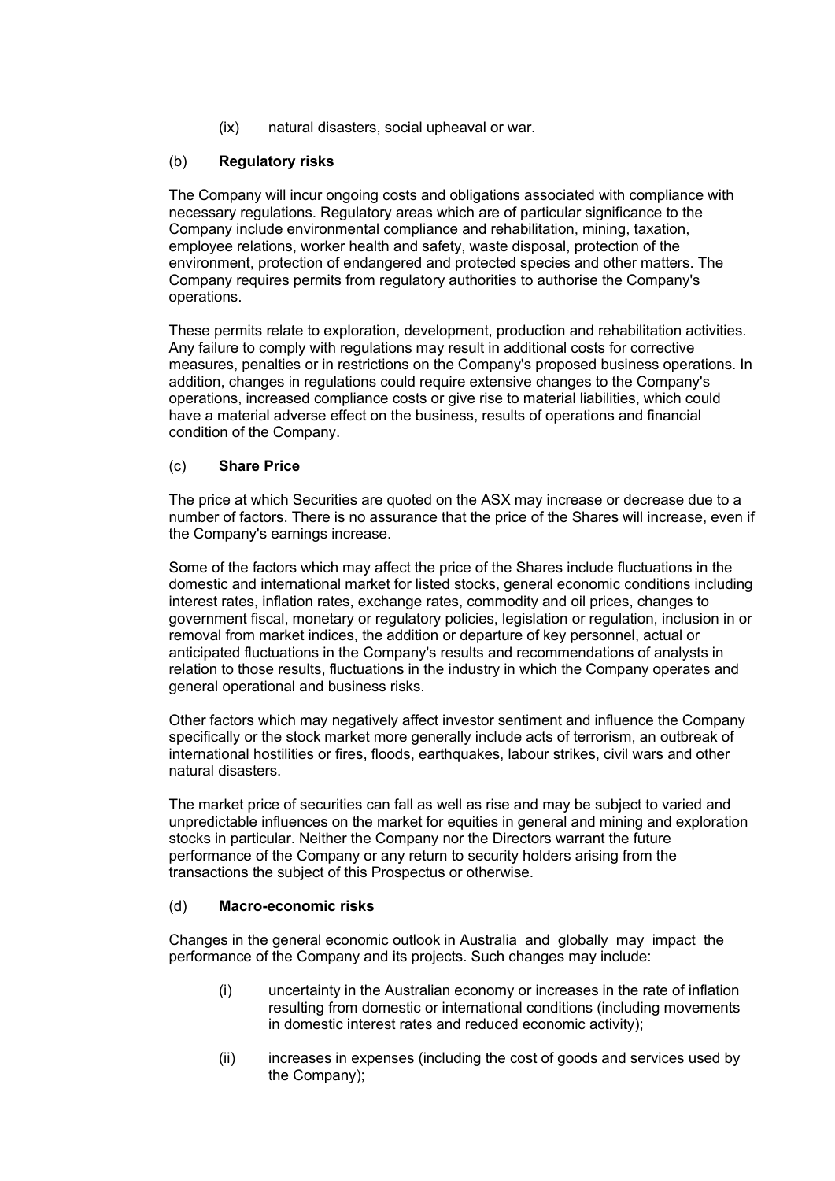(ix) natural disasters, social upheaval or war.

(b) **Regulatory risks**

The Company will incur ongoing costs and obligations associated with compliance with necessary regulations. Regulatory areas which are of particular significance to the Company include environmental compliance and rehabilitation, mining, taxation, employee relations, worker health and safety, waste disposal, protection of the environment, protection of endangered and protected species and other matters. The Company requires permits from regulatory authorities to authorise the Company's operations.

These permits relate to exploration, development, production and rehabilitation activities. Any failure to comply with regulations may result in additional costs for corrective measures, penalties or in restrictions on the Company's proposed business operations. In addition, changes in regulations could require extensive changes to the Company's operations, increased compliance costs or give rise to material liabilities, which could have a material adverse effect on the business, results of operations and financial condition of the Company.

(c) **Share Price**

The price at which Securities are quoted on the ASX may increase or decrease due to a number of factors. There is no assurance that the price of the Shares will increase, even if the Company's earnings increase.

Some of the factors which may affect the price of the Shares include fluctuations in the domestic and international market for listed stocks, general economic conditions including interest rates, inflation rates, exchange rates, commodity and oil prices, changes to government fiscal, monetary or regulatory policies, legislation or regulation, inclusion in or removal from market indices, the addition or departure of key personnel, actual or anticipated fluctuations in the Company's results and recommendations of analysts in relation to those results, fluctuations in the industry in which the Company operates and general operational and business risks.

Other factors which may negatively affect investor sentiment and influence the Company specifically or the stock market more generally include acts of terrorism, an outbreak of international hostilities or fires, floods, earthquakes, labour strikes, civil wars and other natural disasters.

The market price of securities can fall as well as rise and may be subject to varied and unpredictable influences on the market for equities in general and mining and exploration stocks in particular. Neither the Company nor the Directors warrant the future performance of the Company or any return to security holders arising from the transactions the subject of this Prospectus or otherwise.

(d) **Macro-economic risks**

Changes in the general economic outlook in Australia and globally may impact the performance of the Company and its projects. Such changes may include:

(i) uncertainty in the Australian economy or increases in the rate of inflation resulting from domestic or international conditions (including movements in domestic interest rates and reduced economic activity);

(ii) increases in expenses (including the cost of goods and services used by the Company);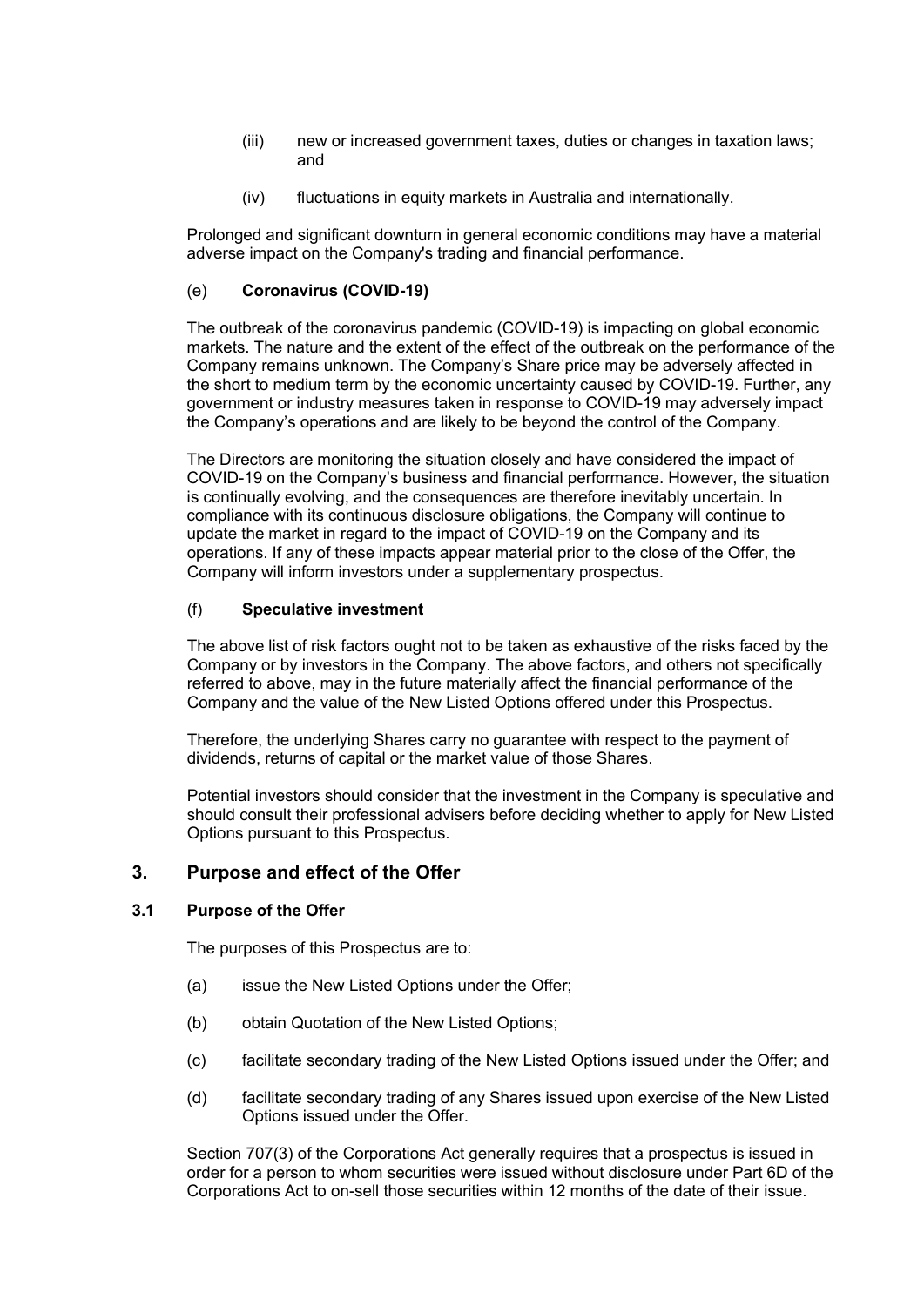(iii) new or increased government taxes, duties or changes in taxation laws; and

(iv) fluctuations in equity markets in Australia and internationally.

Prolonged and significant downturn in general economic conditions may have a material adverse impact on the Company's trading and financial performance.

(e) **Coronavirus (COVID-19)**

The outbreak of the coronavirus pandemic (COVID-19) is impacting on global economic markets. The nature and the extent of the effect of the outbreak on the performance of the Company remains unknown. The Company's Share price may be adversely affected in the short to medium term by the economic uncertainty caused by COVID-19. Further, any government or industry measures taken in response to COVID-19 may adversely impact the Company's operations and are likely to be beyond the control of the Company.

The Directors are monitoring the situation closely and have considered the impact of COVID-19 on the Company's business and financial performance. However, the situation is continually evolving, and the consequences are therefore inevitably uncertain. In compliance with its continuous disclosure obligations, the Company will continue to update the market in regard to the impact of COVID-19 on the Company and its operations. If any of these impacts appear material prior to the close of the Offer, the Company will inform investors under a supplementary prospectus.

(f) **Speculative investment**

The above list of risk factors ought not to be taken as exhaustive of the risks faced by the Company or by investors in the Company. The above factors, and others not specifically referred to above, may in the future materially affect the financial performance of the Company and the value of the New Listed Options offered under this Prospectus.

Therefore, the underlying Shares carry no guarantee with respect to the payment of dividends, returns of capital or the market value of those Shares.

Potential investors should consider that the investment in the Company is speculative and should consult their professional advisers before deciding whether to apply for New Listed Options pursuant to this Prospectus.

## 3. Purpose and effect of the Offer

### 3.1 Purpose of the Offer

The purposes of this Prospectus are to:

(a) issue the New Listed Options under the Offer;

(b) obtain Quotation of the New Listed Options;

(c) facilitate secondary trading of the New Listed Options issued under the Offer; and

(d) facilitate secondary trading of any Shares issued upon exercise of the New Listed Options issued under the Offer.

Section 707(3) of the Corporations Act generally requires that a prospectus is issued in order for a person to whom securities were issued without disclosure under Part 6D of the Corporations Act to on-sell those securities within 12 months of the date of their issue.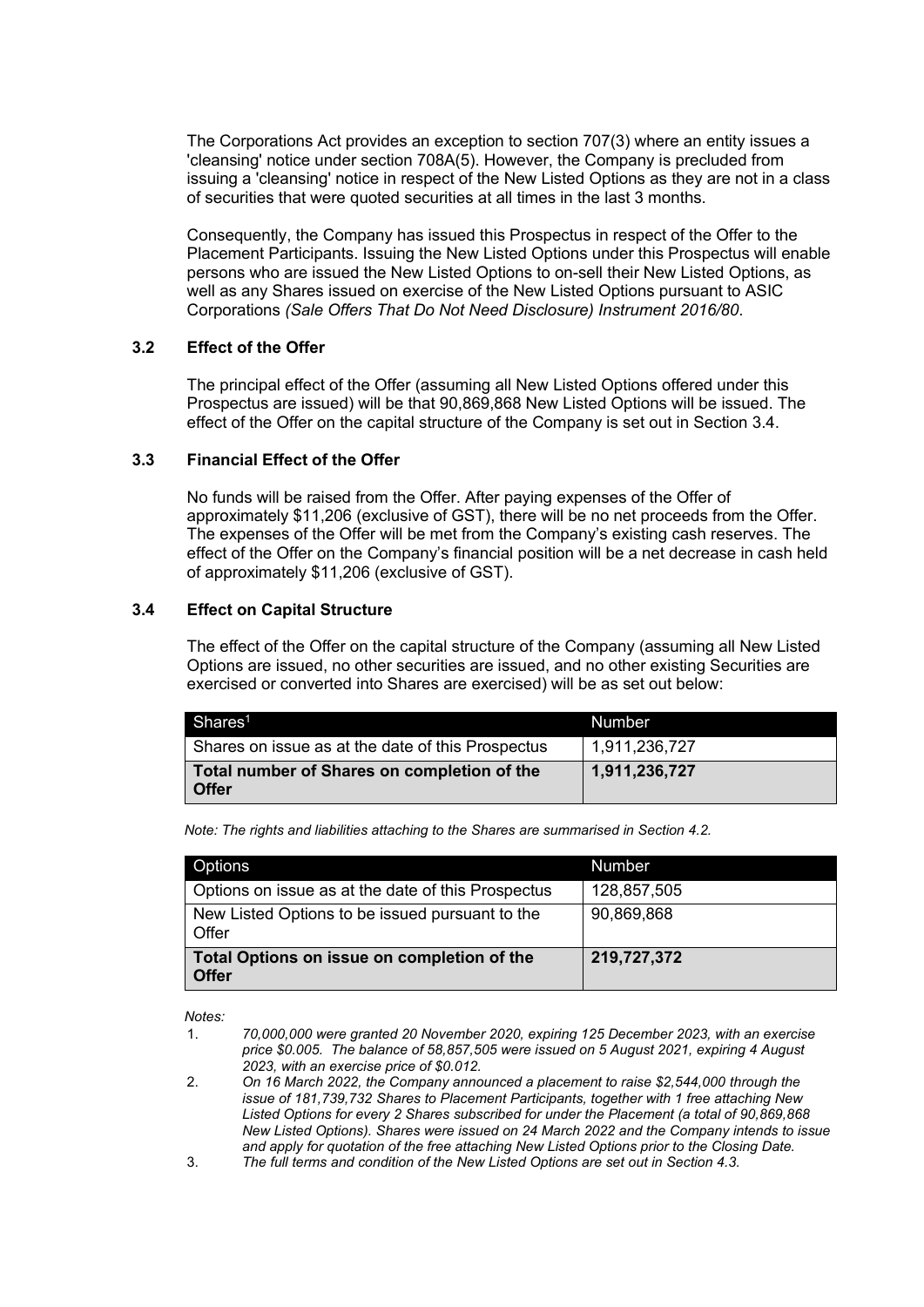The Corporations Act provides an exception to section 707(3) where an entity issues a 'cleansing' notice under section 708A(5). However, the Company is precluded from issuing a 'cleansing' notice in respect of the New Listed Options as they are not in a class of securities that were quoted securities at all times in the last 3 months.

Consequently, the Company has issued this Prospectus in respect of the Offer to the Placement Participants. Issuing the New Listed Options under this Prospectus will enable persons who are issued the New Listed Options to on-sell their New Listed Options, as well as any Shares issued on exercise of the New Listed Options pursuant to ASIC Corporations *(Sale Offers That Do Not Need Disclosure) Instrument 2016/80*.

### 3.2 Effect of the Offer

The principal effect of the Offer (assuming all New Listed Options offered under this Prospectus are issued) will be that 90,869,868 New Listed Options will be issued. The effect of the Offer on the capital structure of the Company is set out in Section 3.4.

### 3.3 Financial Effect of the Offer

No funds will be raised from the Offer. After paying expenses of the Offer of approximately $11,206 (exclusive of GST), there will be no net proceeds from the Offer. The expenses of the Offer will be met from the Company's existing cash reserves. The effect of the Offer on the Company's financial position will be a net decrease in cash held of approximately $11,206 (exclusive of GST).

### 3.4 Effect on Capital Structure

The effect of the Offer on the capital structure of the Company (assuming all New Listed Options are issued, no other securities are issued, and no other existing Securities are exercised or converted into Shares are exercised) will be as set out below:

| Shares[1] | Number |
|---|---|
| Shares on issue as at the date of this Prospectus | 1,911,236,727 |
| **Total number of Shares on completion of the Offer** | **1,911,236,727** |

*Note: The rights and liabilities attaching to the Shares are summarised in Section 4.2.*

| Options | Number |
|---|---|
| Options on issue as at the date of this Prospectus | 128,857,505 |
| New Listed Options to be issued pursuant to the Offer | 90,869,868 |
| **Total Options on issue on completion of the Offer** | **219,727,372** |

*Notes:*

1. *70,000,000 were granted 20 November 2020, expiring 125 December 2023, with an exercise price $0.005. The balance of 58,857,505 were issued on 5 August 2021, expiring 4 August 2023, with an exercise price of $0.012.*
2. *On 16 March 2022, the Company announced a placement to raise $2,544,000 through the issue of 181,739,732 Shares to Placement Participants, together with 1 free attaching New Listed Options for every 2 Shares subscribed for under the Placement (a total of 90,869,868 New Listed Options). Shares were issued on 24 March 2022 and the Company intends to issue and apply for quotation of the free attaching New Listed Options prior to the Closing Date.*
3. *The full terms and condition of the New Listed Options are set out in Section 4.3.*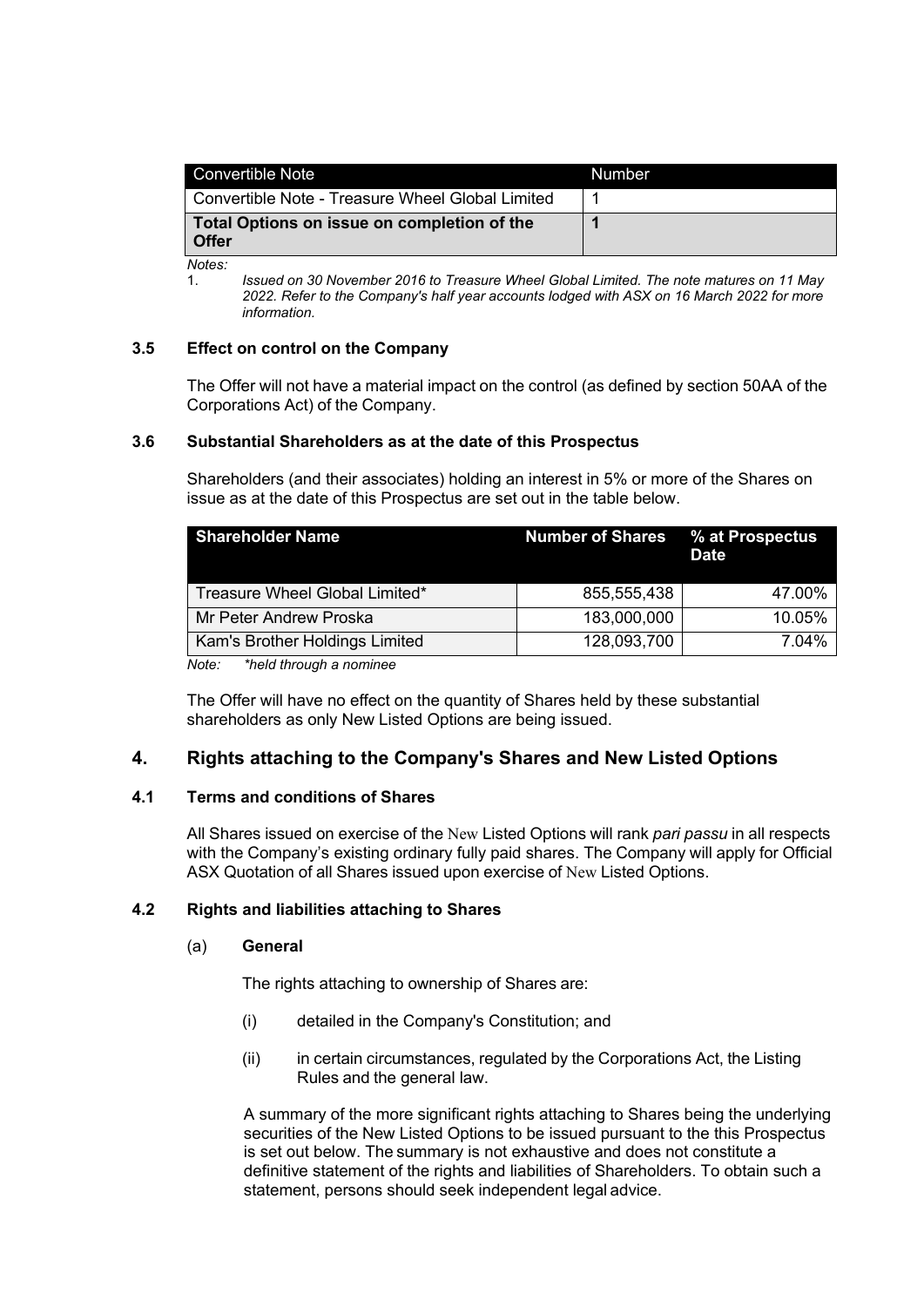| Convertible Note | Number |
| --- | --- |
| Convertible Note - Treasure Wheel Global Limited | 1 |
| **Total Options on issue on completion of the Offer** | **1** |

*Notes:*

1. *Issued on 30 November 2016 to Treasure Wheel Global Limited. The note matures on 11 May 2022. Refer to the Company's half year accounts lodged with ASX on 16 March 2022 for more information.*

### 3.5 Effect on control on the Company

The Offer will not have a material impact on the control (as defined by section 50AA of the Corporations Act) of the Company.

### 3.6 Substantial Shareholders as at the date of this Prospectus

Shareholders (and their associates) holding an interest in 5% or more of the Shares on issue as at the date of this Prospectus are set out in the table below.

| Shareholder Name | Number of Shares | % at Prospectus Date |
| --- | --- | --- |
| Treasure Wheel Global Limited* | 855,555,438 | 47.00% |
| Mr Peter Andrew Proska | 183,000,000 | 10.05% |
| Kam's Brother Holdings Limited | 128,093,700 | 7.04% |

*Note: \*held through a nominee*

The Offer will have no effect on the quantity of Shares held by these substantial shareholders as only New Listed Options are being issued.

## 4. Rights attaching to the Company's Shares and New Listed Options

### 4.1 Terms and conditions of Shares

All Shares issued on exercise of the New Listed Options will rank *pari passu* in all respects with the Company's existing ordinary fully paid shares. The Company will apply for Official ASX Quotation of all Shares issued upon exercise of New Listed Options.

### 4.2 Rights and liabilities attaching to Shares

(a) **General**

The rights attaching to ownership of Shares are:

(i) detailed in the Company's Constitution; and

(ii) in certain circumstances, regulated by the Corporations Act, the Listing Rules and the general law.

A summary of the more significant rights attaching to Shares being the underlying securities of the New Listed Options to be issued pursuant to the this Prospectus is set out below. The summary is not exhaustive and does not constitute a definitive statement of the rights and liabilities of Shareholders. To obtain such a statement, persons should seek independent legal advice.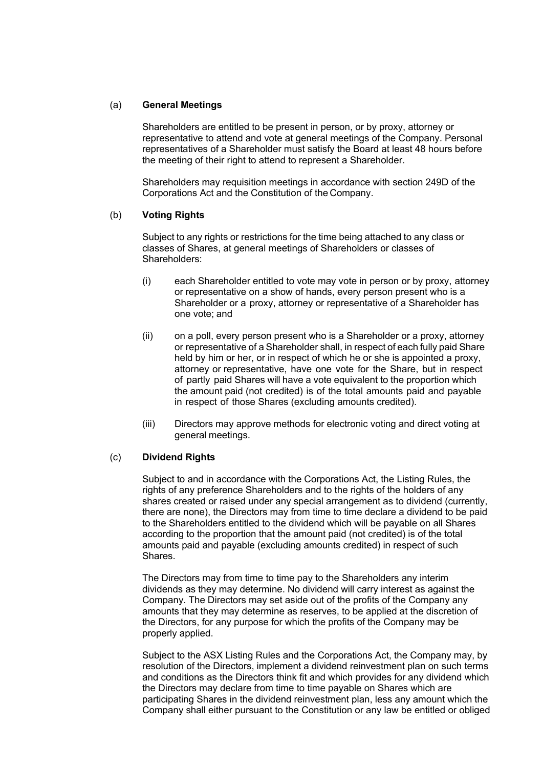(a) **General Meetings**

Shareholders are entitled to be present in person, or by proxy, attorney or representative to attend and vote at general meetings of the Company. Personal representatives of a Shareholder must satisfy the Board at least 48 hours before the meeting of their right to attend to represent a Shareholder.

Shareholders may requisition meetings in accordance with section 249D of the Corporations Act and the Constitution of the Company.

(b) **Voting Rights**

Subject to any rights or restrictions for the time being attached to any class or classes of Shares, at general meetings of Shareholders or classes of Shareholders:

(i) each Shareholder entitled to vote may vote in person or by proxy, attorney or representative on a show of hands, every person present who is a Shareholder or a proxy, attorney or representative of a Shareholder has one vote; and

(ii) on a poll, every person present who is a Shareholder or a proxy, attorney or representative of a Shareholder shall, in respect of each fully paid Share held by him or her, or in respect of which he or she is appointed a proxy, attorney or representative, have one vote for the Share, but in respect of partly paid Shares will have a vote equivalent to the proportion which the amount paid (not credited) is of the total amounts paid and payable in respect of those Shares (excluding amounts credited).

(iii) Directors may approve methods for electronic voting and direct voting at general meetings.

(c) **Dividend Rights**

Subject to and in accordance with the Corporations Act, the Listing Rules, the rights of any preference Shareholders and to the rights of the holders of any shares created or raised under any special arrangement as to dividend (currently, there are none), the Directors may from time to time declare a dividend to be paid to the Shareholders entitled to the dividend which will be payable on all Shares according to the proportion that the amount paid (not credited) is of the total amounts paid and payable (excluding amounts credited) in respect of such Shares.

The Directors may from time to time pay to the Shareholders any interim dividends as they may determine. No dividend will carry interest as against the Company. The Directors may set aside out of the profits of the Company any amounts that they may determine as reserves, to be applied at the discretion of the Directors, for any purpose for which the profits of the Company may be properly applied.

Subject to the ASX Listing Rules and the Corporations Act, the Company may, by resolution of the Directors, implement a dividend reinvestment plan on such terms and conditions as the Directors think fit and which provides for any dividend which the Directors may declare from time to time payable on Shares which are participating Shares in the dividend reinvestment plan, less any amount which the Company shall either pursuant to the Constitution or any law be entitled or obliged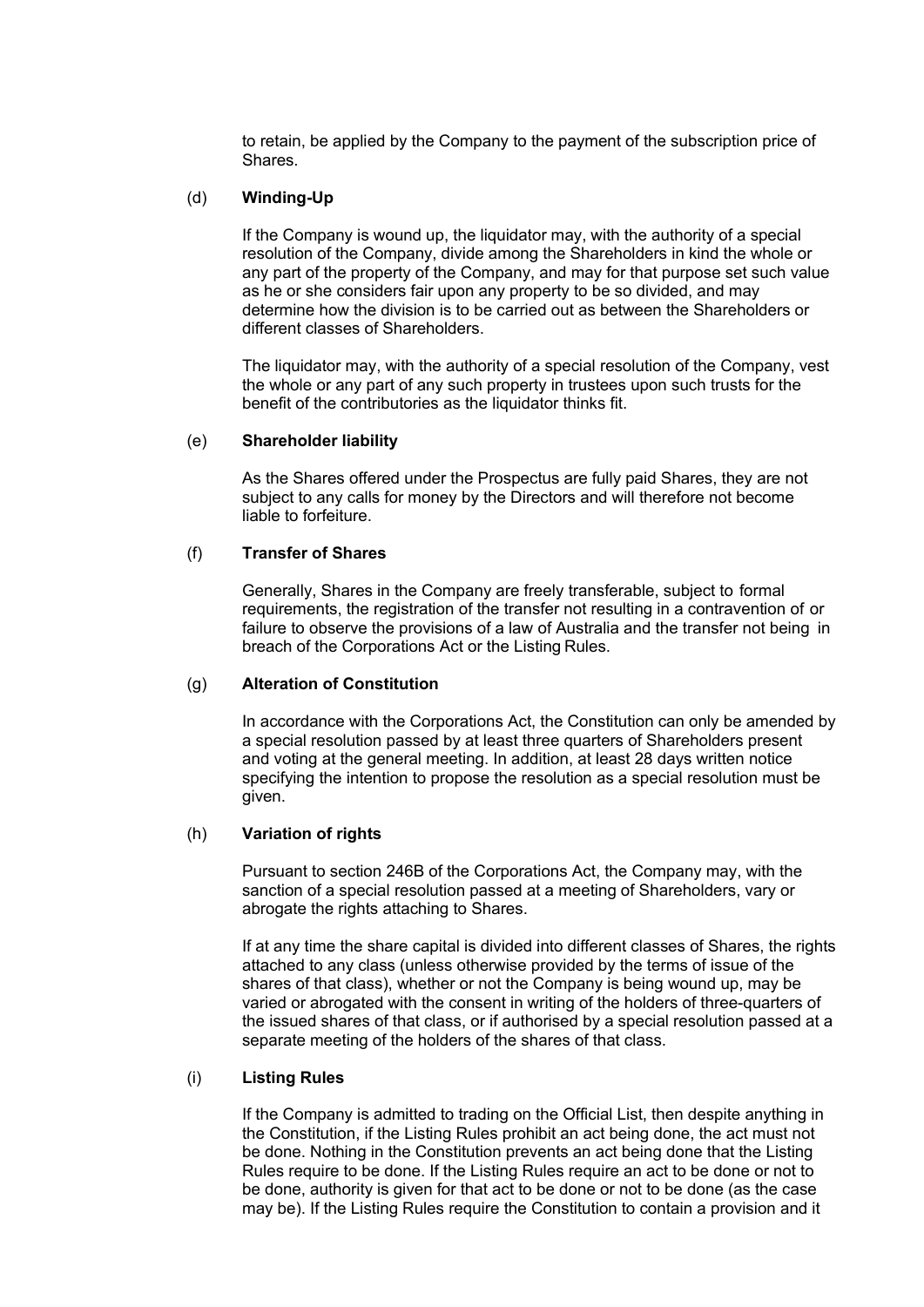to retain, be applied by the Company to the payment of the subscription price of Shares.

(d) **Winding-Up**

If the Company is wound up, the liquidator may, with the authority of a special resolution of the Company, divide among the Shareholders in kind the whole or any part of the property of the Company, and may for that purpose set such value as he or she considers fair upon any property to be so divided, and may determine how the division is to be carried out as between the Shareholders or different classes of Shareholders.

The liquidator may, with the authority of a special resolution of the Company, vest the whole or any part of any such property in trustees upon such trusts for the benefit of the contributories as the liquidator thinks fit.

(e) **Shareholder liability**

As the Shares offered under the Prospectus are fully paid Shares, they are not subject to any calls for money by the Directors and will therefore not become liable to forfeiture.

(f) **Transfer of Shares**

Generally, Shares in the Company are freely transferable, subject to formal requirements, the registration of the transfer not resulting in a contravention of or failure to observe the provisions of a law of Australia and the transfer not being in breach of the Corporations Act or the Listing Rules.

(g) **Alteration of Constitution**

In accordance with the Corporations Act, the Constitution can only be amended by a special resolution passed by at least three quarters of Shareholders present and voting at the general meeting. In addition, at least 28 days written notice specifying the intention to propose the resolution as a special resolution must be given.

(h) **Variation of rights**

Pursuant to section 246B of the Corporations Act, the Company may, with the sanction of a special resolution passed at a meeting of Shareholders, vary or abrogate the rights attaching to Shares.

If at any time the share capital is divided into different classes of Shares, the rights attached to any class (unless otherwise provided by the terms of issue of the shares of that class), whether or not the Company is being wound up, may be varied or abrogated with the consent in writing of the holders of three-quarters of the issued shares of that class, or if authorised by a special resolution passed at a separate meeting of the holders of the shares of that class.

(i) **Listing Rules**

If the Company is admitted to trading on the Official List, then despite anything in the Constitution, if the Listing Rules prohibit an act being done, the act must not be done. Nothing in the Constitution prevents an act being done that the Listing Rules require to be done. If the Listing Rules require an act to be done or not to be done, authority is given for that act to be done or not to be done (as the case may be). If the Listing Rules require the Constitution to contain a provision and it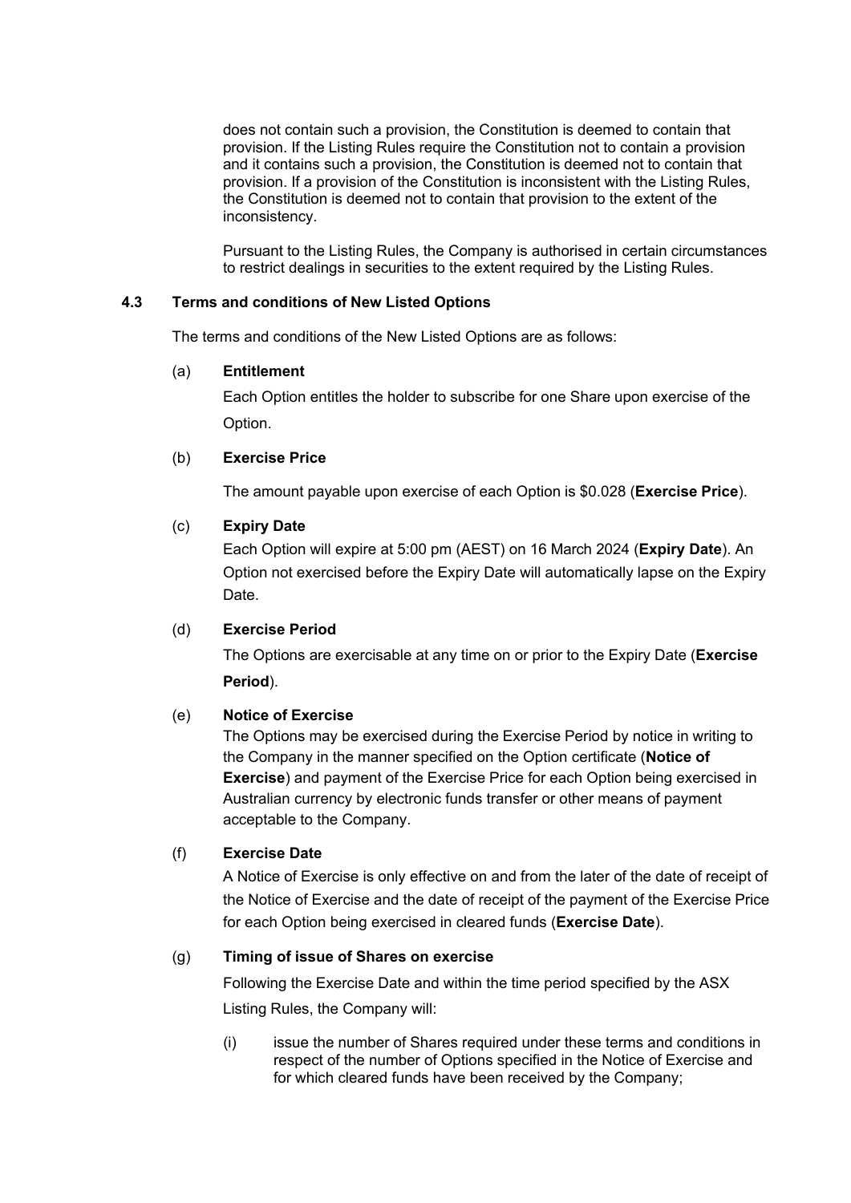does not contain such a provision, the Constitution is deemed to contain that provision. If the Listing Rules require the Constitution not to contain a provision and it contains such a provision, the Constitution is deemed not to contain that provision. If a provision of the Constitution is inconsistent with the Listing Rules, the Constitution is deemed not to contain that provision to the extent of the inconsistency.

Pursuant to the Listing Rules, the Company is authorised in certain circumstances to restrict dealings in securities to the extent required by the Listing Rules.

### 4.3 Terms and conditions of New Listed Options

The terms and conditions of the New Listed Options are as follows:

(a) **Entitlement**

Each Option entitles the holder to subscribe for one Share upon exercise of the Option.

(b) **Exercise Price**

The amount payable upon exercise of each Option is $0.028 (**Exercise Price**).

(c) **Expiry Date**

Each Option will expire at 5:00 pm (AEST) on 16 March 2024 (**Expiry Date**). An Option not exercised before the Expiry Date will automatically lapse on the Expiry Date.

(d) **Exercise Period**

The Options are exercisable at any time on or prior to the Expiry Date (**Exercise Period**).

(e) **Notice of Exercise**

The Options may be exercised during the Exercise Period by notice in writing to the Company in the manner specified on the Option certificate (**Notice of Exercise**) and payment of the Exercise Price for each Option being exercised in Australian currency by electronic funds transfer or other means of payment acceptable to the Company.

(f) **Exercise Date**

A Notice of Exercise is only effective on and from the later of the date of receipt of the Notice of Exercise and the date of receipt of the payment of the Exercise Price for each Option being exercised in cleared funds (**Exercise Date**).

(g) **Timing of issue of Shares on exercise**

Following the Exercise Date and within the time period specified by the ASX Listing Rules, the Company will:

(i) issue the number of Shares required under these terms and conditions in respect of the number of Options specified in the Notice of Exercise and for which cleared funds have been received by the Company;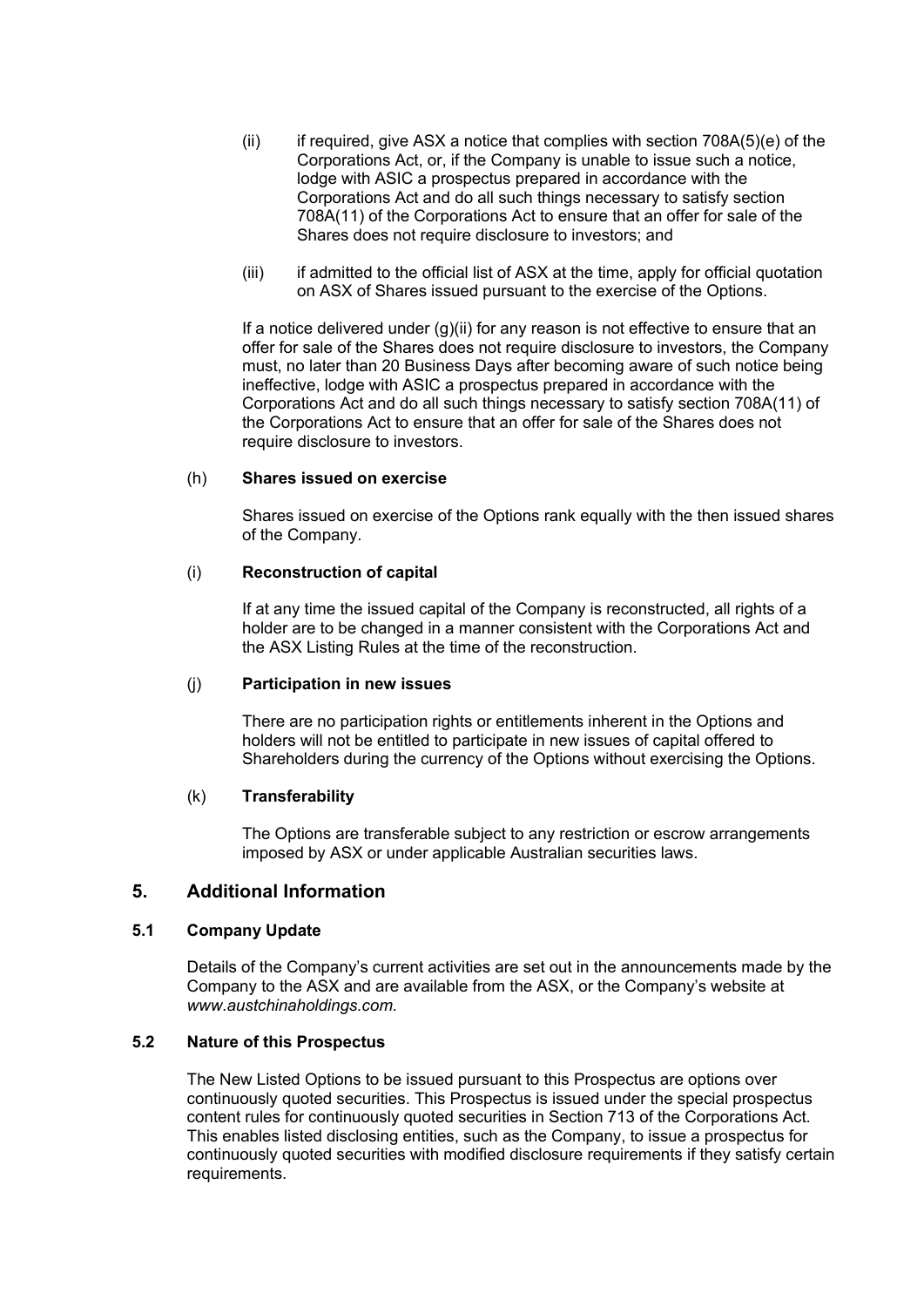(ii) if required, give ASX a notice that complies with section 708A(5)(e) of the Corporations Act, or, if the Company is unable to issue such a notice, lodge with ASIC a prospectus prepared in accordance with the Corporations Act and do all such things necessary to satisfy section 708A(11) of the Corporations Act to ensure that an offer for sale of the Shares does not require disclosure to investors; and

(iii) if admitted to the official list of ASX at the time, apply for official quotation on ASX of Shares issued pursuant to the exercise of the Options.

If a notice delivered under (g)(ii) for any reason is not effective to ensure that an offer for sale of the Shares does not require disclosure to investors, the Company must, no later than 20 Business Days after becoming aware of such notice being ineffective, lodge with ASIC a prospectus prepared in accordance with the Corporations Act and do all such things necessary to satisfy section 708A(11) of the Corporations Act to ensure that an offer for sale of the Shares does not require disclosure to investors.

(h) **Shares issued on exercise**

Shares issued on exercise of the Options rank equally with the then issued shares of the Company.

(i) **Reconstruction of capital**

If at any time the issued capital of the Company is reconstructed, all rights of a holder are to be changed in a manner consistent with the Corporations Act and the ASX Listing Rules at the time of the reconstruction.

(j) **Participation in new issues**

There are no participation rights or entitlements inherent in the Options and holders will not be entitled to participate in new issues of capital offered to Shareholders during the currency of the Options without exercising the Options.

(k) **Transferability**

The Options are transferable subject to any restriction or escrow arrangements imposed by ASX or under applicable Australian securities laws.

## 5. Additional Information

### 5.1 Company Update

Details of the Company's current activities are set out in the announcements made by the Company to the ASX and are available from the ASX, or the Company's website at *www.austchinaholdings.com.*

### 5.2 Nature of this Prospectus

The New Listed Options to be issued pursuant to this Prospectus are options over continuously quoted securities. This Prospectus is issued under the special prospectus content rules for continuously quoted securities in Section 713 of the Corporations Act. This enables listed disclosing entities, such as the Company, to issue a prospectus for continuously quoted securities with modified disclosure requirements if they satisfy certain requirements.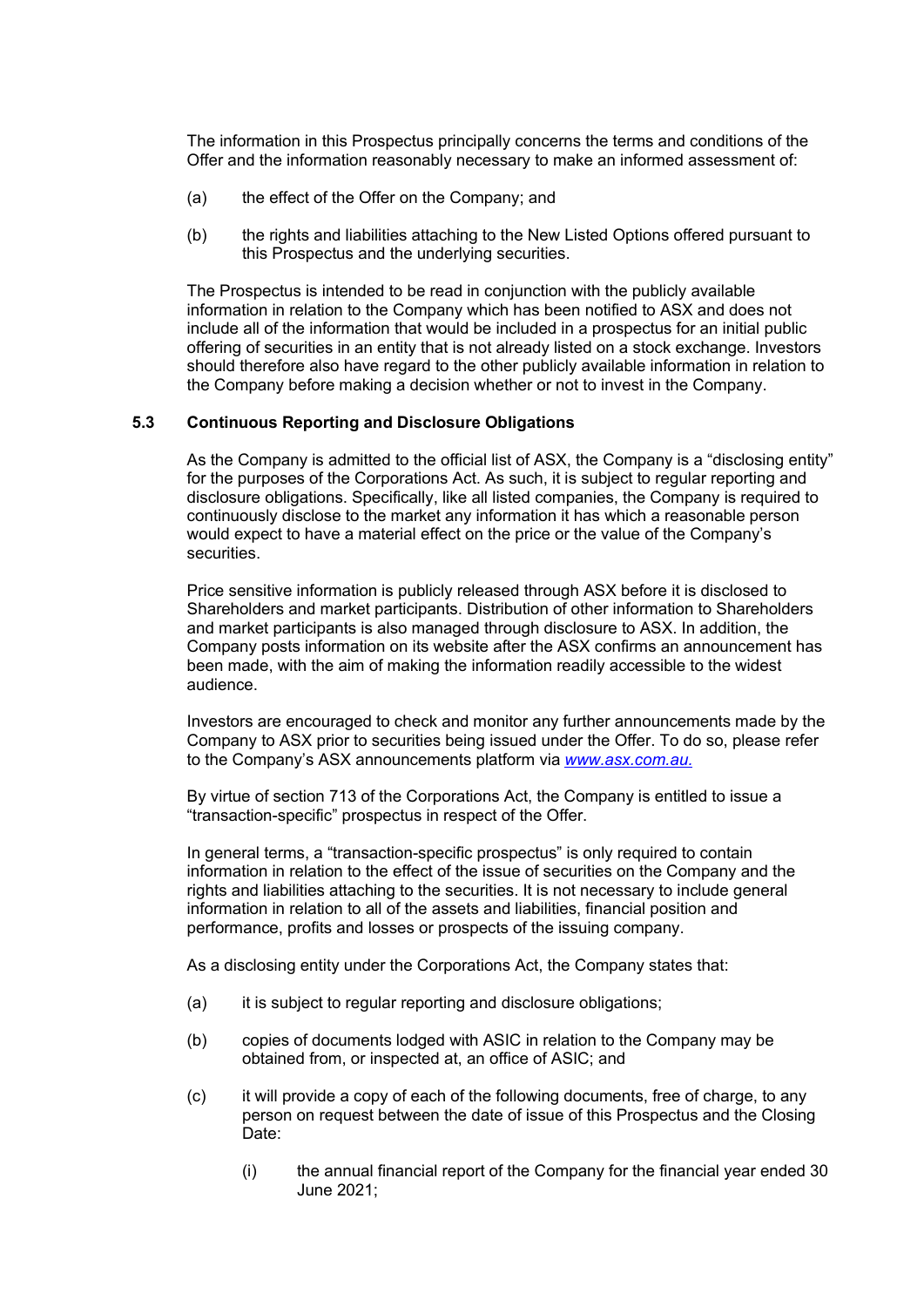The information in this Prospectus principally concerns the terms and conditions of the Offer and the information reasonably necessary to make an informed assessment of:

(a) the effect of the Offer on the Company; and

(b) the rights and liabilities attaching to the New Listed Options offered pursuant to this Prospectus and the underlying securities.

The Prospectus is intended to be read in conjunction with the publicly available information in relation to the Company which has been notified to ASX and does not include all of the information that would be included in a prospectus for an initial public offering of securities in an entity that is not already listed on a stock exchange. Investors should therefore also have regard to the other publicly available information in relation to the Company before making a decision whether or not to invest in the Company.

### 5.3 Continuous Reporting and Disclosure Obligations

As the Company is admitted to the official list of ASX, the Company is a "disclosing entity" for the purposes of the Corporations Act. As such, it is subject to regular reporting and disclosure obligations. Specifically, like all listed companies, the Company is required to continuously disclose to the market any information it has which a reasonable person would expect to have a material effect on the price or the value of the Company's securities.

Price sensitive information is publicly released through ASX before it is disclosed to Shareholders and market participants. Distribution of other information to Shareholders and market participants is also managed through disclosure to ASX. In addition, the Company posts information on its website after the ASX confirms an announcement has been made, with the aim of making the information readily accessible to the widest audience.

Investors are encouraged to check and monitor any further announcements made by the Company to ASX prior to securities being issued under the Offer. To do so, please refer to the Company's ASX announcements platform via *www.asx.com.au.*

By virtue of section 713 of the Corporations Act, the Company is entitled to issue a "transaction-specific" prospectus in respect of the Offer.

In general terms, a "transaction-specific prospectus" is only required to contain information in relation to the effect of the issue of securities on the Company and the rights and liabilities attaching to the securities. It is not necessary to include general information in relation to all of the assets and liabilities, financial position and performance, profits and losses or prospects of the issuing company.

As a disclosing entity under the Corporations Act, the Company states that:

(a) it is subject to regular reporting and disclosure obligations;

(b) copies of documents lodged with ASIC in relation to the Company may be obtained from, or inspected at, an office of ASIC; and

(c) it will provide a copy of each of the following documents, free of charge, to any person on request between the date of issue of this Prospectus and the Closing Date:

    (i) the annual financial report of the Company for the financial year ended 30 June 2021;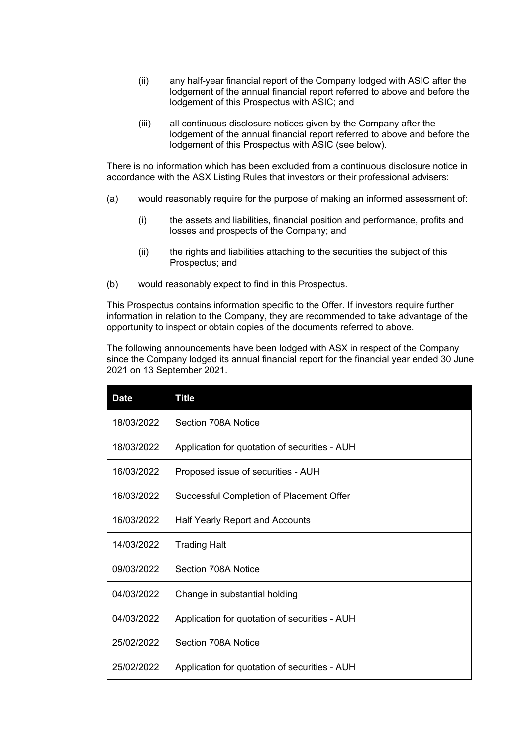(ii) any half-year financial report of the Company lodged with ASIC after the lodgement of the annual financial report referred to above and before the lodgement of this Prospectus with ASIC; and

(iii) all continuous disclosure notices given by the Company after the lodgement of the annual financial report referred to above and before the lodgement of this Prospectus with ASIC (see below).

There is no information which has been excluded from a continuous disclosure notice in accordance with the ASX Listing Rules that investors or their professional advisers:

(a) would reasonably require for the purpose of making an informed assessment of:

  (i) the assets and liabilities, financial position and performance, profits and losses and prospects of the Company; and

  (ii) the rights and liabilities attaching to the securities the subject of this Prospectus; and

(b) would reasonably expect to find in this Prospectus.

This Prospectus contains information specific to the Offer. If investors require further information in relation to the Company, they are recommended to take advantage of the opportunity to inspect or obtain copies of the documents referred to above.

The following announcements have been lodged with ASX in respect of the Company since the Company lodged its annual financial report for the financial year ended 30 June 2021 on 13 September 2021.

| Date | Title |
|---|---|
| 18/03/2022 | Section 708A Notice |
| 18/03/2022 | Application for quotation of securities - AUH |
| 16/03/2022 | Proposed issue of securities - AUH |
| 16/03/2022 | Successful Completion of Placement Offer |
| 16/03/2022 | Half Yearly Report and Accounts |
| 14/03/2022 | Trading Halt |
| 09/03/2022 | Section 708A Notice |
| 04/03/2022 | Change in substantial holding |
| 04/03/2022 | Application for quotation of securities - AUH |
| 25/02/2022 | Section 708A Notice |
| 25/02/2022 | Application for quotation of securities - AUH |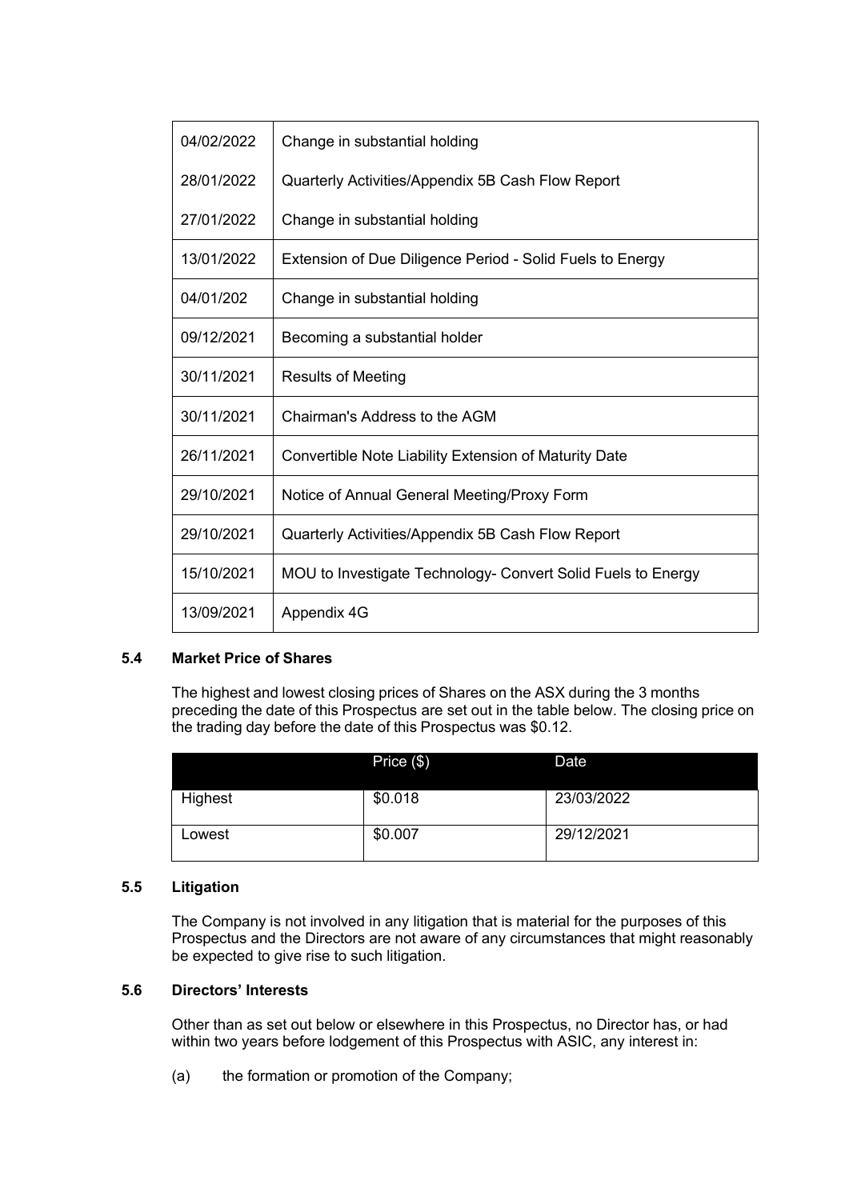| | |
|---|---|
| 04/02/2022 | Change in substantial holding |
| 28/01/2022 | Quarterly Activities/Appendix 5B Cash Flow Report |
| 27/01/2022 | Change in substantial holding |
| 13/01/2022 | Extension of Due Diligence Period - Solid Fuels to Energy |
| 04/01/202 | Change in substantial holding |
| 09/12/2021 | Becoming a substantial holder |
| 30/11/2021 | Results of Meeting |
| 30/11/2021 | Chairman's Address to the AGM |
| 26/11/2021 | Convertible Note Liability Extension of Maturity Date |
| 29/10/2021 | Notice of Annual General Meeting/Proxy Form |
| 29/10/2021 | Quarterly Activities/Appendix 5B Cash Flow Report |
| 15/10/2021 | MOU to Investigate Technology- Convert Solid Fuels to Energy |
| 13/09/2021 | Appendix 4G |

### 5.4 Market Price of Shares

The highest and lowest closing prices of Shares on the ASX during the 3 months preceding the date of this Prospectus are set out in the table below. The closing price on the trading day before the date of this Prospectus was $0.12.

| | Price ($) | Date |
|---|---|---|
| Highest | $0.018 | 23/03/2022 |
| Lowest | $0.007 | 29/12/2021 |

### 5.5 Litigation

The Company is not involved in any litigation that is material for the purposes of this Prospectus and the Directors are not aware of any circumstances that might reasonably be expected to give rise to such litigation.

### 5.6 Directors' Interests

Other than as set out below or elsewhere in this Prospectus, no Director has, or had within two years before lodgement of this Prospectus with ASIC, any interest in:

(a) the formation or promotion of the Company;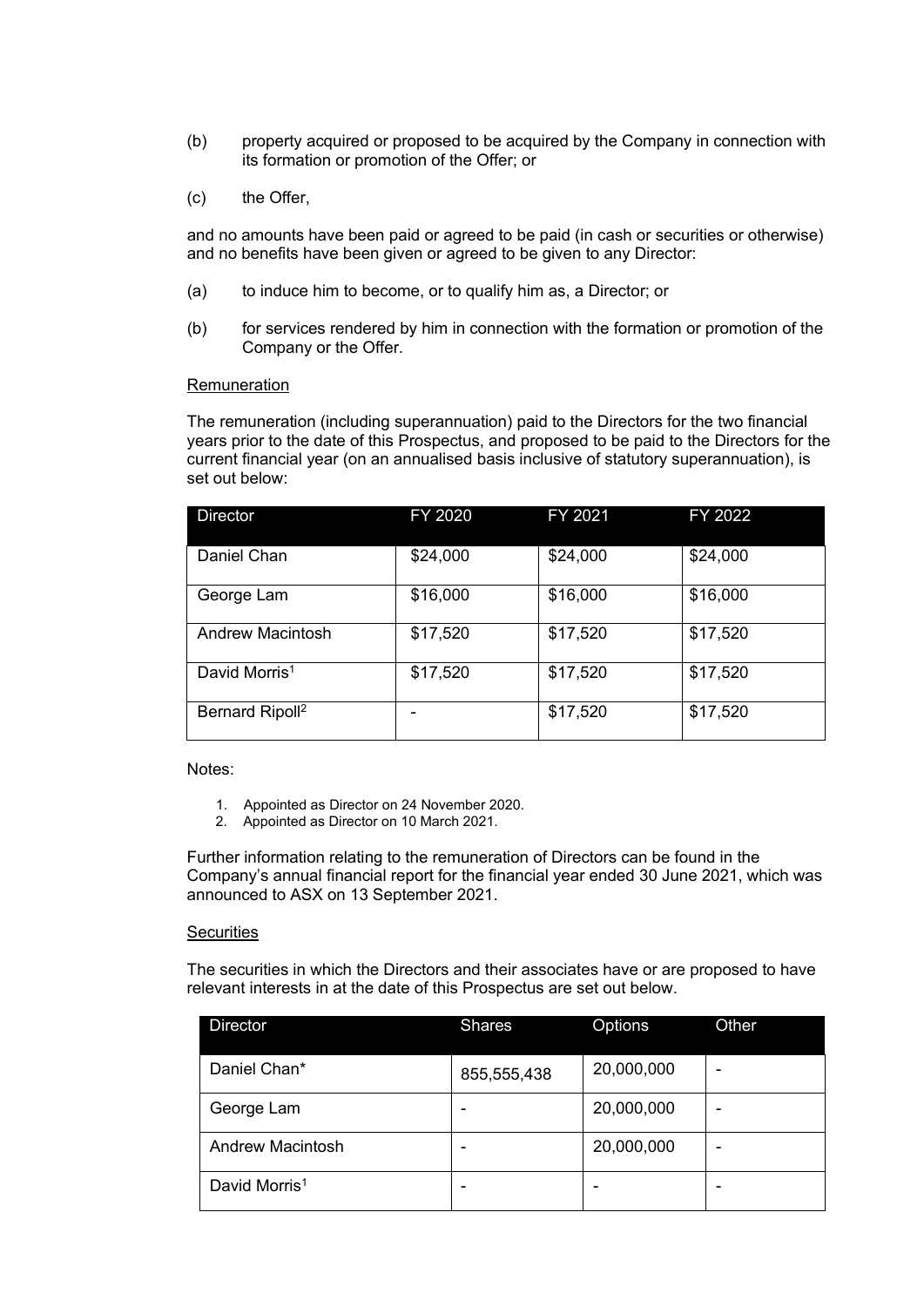(b) property acquired or proposed to be acquired by the Company in connection with its formation or promotion of the Offer; or

(c) the Offer,

and no amounts have been paid or agreed to be paid (in cash or securities or otherwise) and no benefits have been given or agreed to be given to any Director:

(a) to induce him to become, or to qualify him as, a Director; or

(b) for services rendered by him in connection with the formation or promotion of the Company or the Offer.

Remuneration

The remuneration (including superannuation) paid to the Directors for the two financial years prior to the date of this Prospectus, and proposed to be paid to the Directors for the current financial year (on an annualised basis inclusive of statutory superannuation), is set out below:

| Director | FY 2020 | FY 2021 | FY 2022 |
| --- | --- | --- | --- |
| Daniel Chan | $24,000 | $24,000 | $24,000 |
| George Lam | $16,000 | $16,000 | $16,000 |
| Andrew Macintosh | $17,520 | $17,520 | $17,520 |
| David Morris[1] | $17,520 | $17,520 | $17,520 |
| Bernard Ripoll[2] | - | $17,520 | $17,520 |

Notes:

1. Appointed as Director on 24 November 2020.
2. Appointed as Director on 10 March 2021.

Further information relating to the remuneration of Directors can be found in the Company's annual financial report for the financial year ended 30 June 2021, which was announced to ASX on 13 September 2021.

Securities

The securities in which the Directors and their associates have or are proposed to have relevant interests in at the date of this Prospectus are set out below.

| Director | Shares | Options | Other |
| --- | --- | --- | --- |
| Daniel Chan* | 855,555,438 | 20,000,000 | - |
| George Lam | - | 20,000,000 | - |
| Andrew Macintosh | - | 20,000,000 | - |
| David Morris[1] | - | - | - |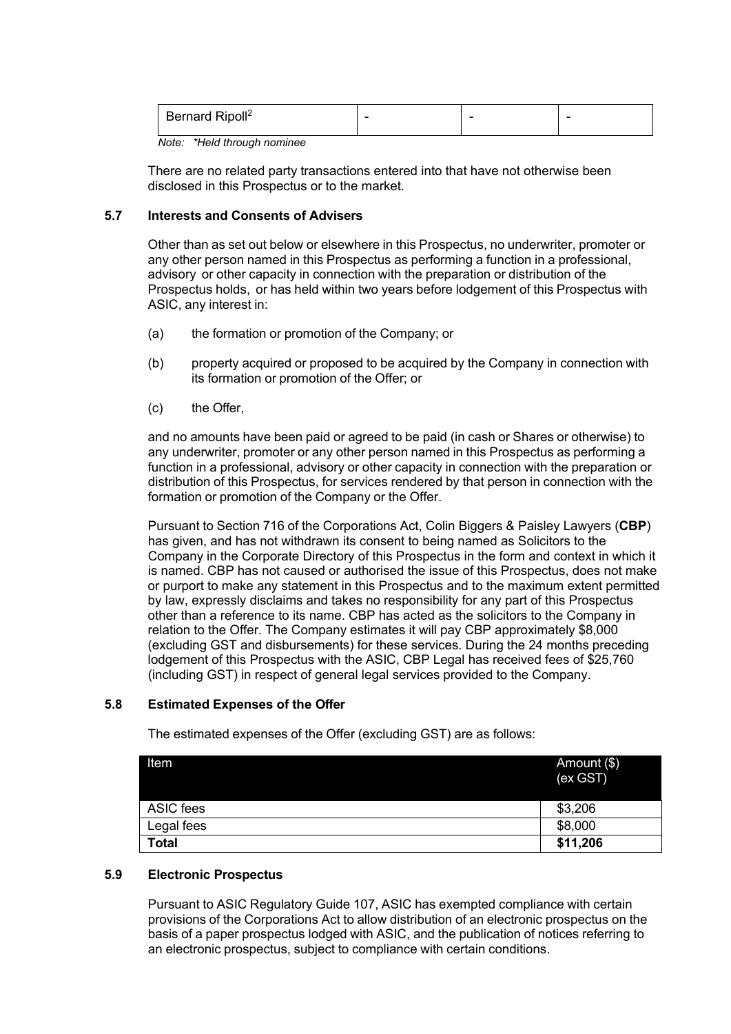| Bernard Ripoll[2] | - | - | - |
| --- | --- | --- | --- |

*Note: \*Held through nominee*

There are no related party transactions entered into that have not otherwise been disclosed in this Prospectus or to the market.

### 5.7 Interests and Consents of Advisers

Other than as set out below or elsewhere in this Prospectus, no underwriter, promoter or any other person named in this Prospectus as performing a function in a professional, advisory or other capacity in connection with the preparation or distribution of the Prospectus holds, or has held within two years before lodgement of this Prospectus with ASIC, any interest in:

(a) the formation or promotion of the Company; or

(b) property acquired or proposed to be acquired by the Company in connection with its formation or promotion of the Offer; or

(c) the Offer,

and no amounts have been paid or agreed to be paid (in cash or Shares or otherwise) to any underwriter, promoter or any other person named in this Prospectus as performing a function in a professional, advisory or other capacity in connection with the preparation or distribution of this Prospectus, for services rendered by that person in connection with the formation or promotion of the Company or the Offer.

Pursuant to Section 716 of the Corporations Act, Colin Biggers & Paisley Lawyers (**CBP**) has given, and has not withdrawn its consent to being named as Solicitors to the Company in the Corporate Directory of this Prospectus in the form and context in which it is named. CBP has not caused or authorised the issue of this Prospectus, does not make or purport to make any statement in this Prospectus and to the maximum extent permitted by law, expressly disclaims and takes no responsibility for any part of this Prospectus other than a reference to its name. CBP has acted as the solicitors to the Company in relation to the Offer. The Company estimates it will pay CBP approximately $8,000 (excluding GST and disbursements) for these services. During the 24 months preceding lodgement of this Prospectus with the ASIC, CBP Legal has received fees of $25,760 (including GST) in respect of general legal services provided to the Company.

### 5.8 Estimated Expenses of the Offer

The estimated expenses of the Offer (excluding GST) are as follows:

| Item | Amount ($) (ex GST) |
| --- | --- |
| ASIC fees | $3,206 |
| Legal fees | $8,000 |
| **Total** | **$11,206** |

### 5.9 Electronic Prospectus

Pursuant to ASIC Regulatory Guide 107, ASIC has exempted compliance with certain provisions of the Corporations Act to allow distribution of an electronic prospectus on the basis of a paper prospectus lodged with ASIC, and the publication of notices referring to an electronic prospectus, subject to compliance with certain conditions.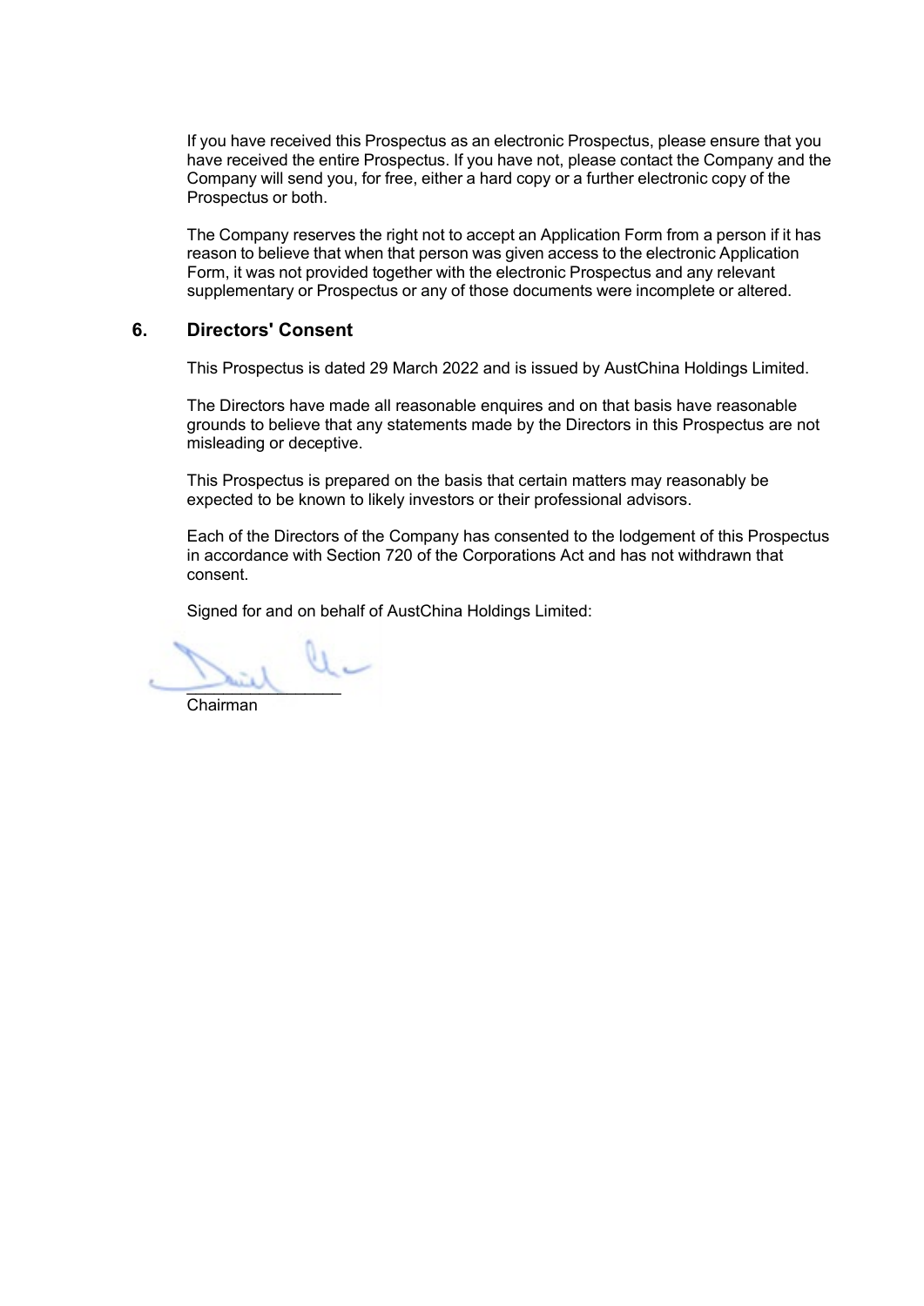If you have received this Prospectus as an electronic Prospectus, please ensure that you have received the entire Prospectus. If you have not, please contact the Company and the Company will send you, for free, either a hard copy or a further electronic copy of the Prospectus or both.

The Company reserves the right not to accept an Application Form from a person if it has reason to believe that when that person was given access to the electronic Application Form, it was not provided together with the electronic Prospectus and any relevant supplementary or Prospectus or any of those documents were incomplete or altered.

## 6. Directors' Consent

This Prospectus is dated 29 March 2022 and is issued by AustChina Holdings Limited.

The Directors have made all reasonable enquires and on that basis have reasonable grounds to believe that any statements made by the Directors in this Prospectus are not misleading or deceptive.

This Prospectus is prepared on the basis that certain matters may reasonably be expected to be known to likely investors or their professional advisors.

Each of the Directors of the Company has consented to the lodgement of this Prospectus in accordance with Section 720 of the Corporations Act and has not withdrawn that consent.

Signed for and on behalf of AustChina Holdings Limited:

\_\_\_\_\_\_\_\_\_\_\_\_\_\_\_\_\_

Chairman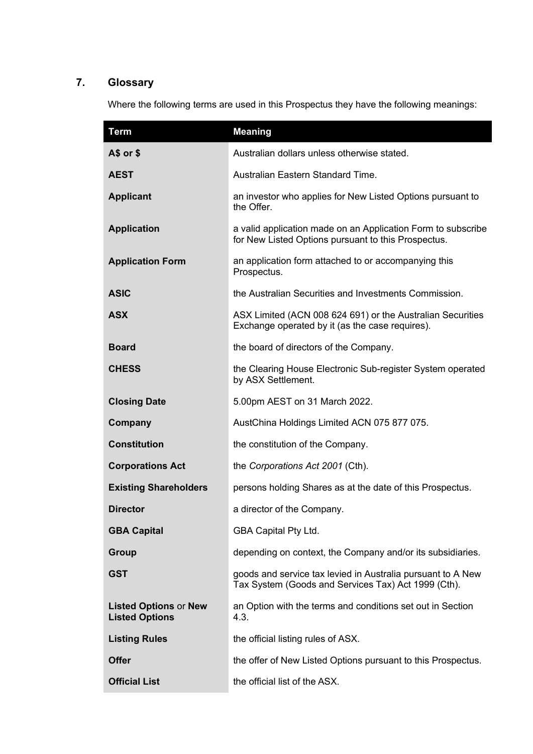## 7. Glossary

Where the following terms are used in this Prospectus they have the following meanings:

| Term | Meaning |
|---|---|
| **A$ or $** | Australian dollars unless otherwise stated. |
| **AEST** | Australian Eastern Standard Time. |
| **Applicant** | an investor who applies for New Listed Options pursuant to the Offer. |
| **Application** | a valid application made on an Application Form to subscribe for New Listed Options pursuant to this Prospectus. |
| **Application Form** | an application form attached to or accompanying this Prospectus. |
| **ASIC** | the Australian Securities and Investments Commission. |
| **ASX** | ASX Limited (ACN 008 624 691) or the Australian Securities Exchange operated by it (as the case requires). |
| **Board** | the board of directors of the Company. |
| **CHESS** | the Clearing House Electronic Sub-register System operated by ASX Settlement. |
| **Closing Date** | 5.00pm AEST on 31 March 2022. |
| **Company** | AustChina Holdings Limited ACN 075 877 075. |
| **Constitution** | the constitution of the Company. |
| **Corporations Act** | the *Corporations Act 2001* (Cth). |
| **Existing Shareholders** | persons holding Shares as at the date of this Prospectus. |
| **Director** | a director of the Company. |
| **GBA Capital** | GBA Capital Pty Ltd. |
| **Group** | depending on context, the Company and/or its subsidiaries. |
| **GST** | goods and service tax levied in Australia pursuant to A New Tax System (Goods and Services Tax) Act 1999 (Cth). |
| **Listed Options** or **New Listed Options** | an Option with the terms and conditions set out in Section 4.3. |
| **Listing Rules** | the official listing rules of ASX. |
| **Offer** | the offer of New Listed Options pursuant to this Prospectus. |
| **Official List** | the official list of the ASX. |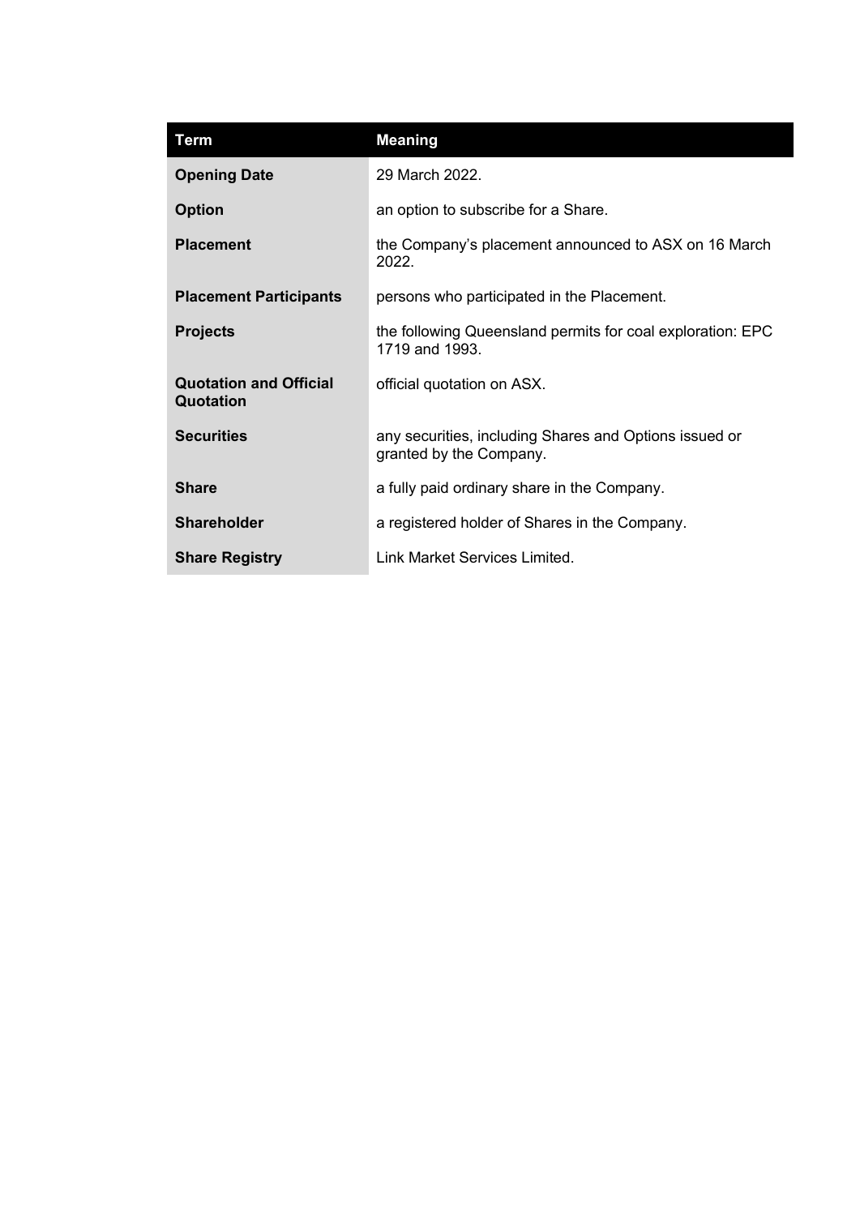| Term | Meaning |
| --- | --- |
| **Opening Date** | 29 March 2022. |
| **Option** | an option to subscribe for a Share. |
| **Placement** | the Company's placement announced to ASX on 16 March 2022. |
| **Placement Participants** | persons who participated in the Placement. |
| **Projects** | the following Queensland permits for coal exploration: EPC 1719 and 1993. |
| **Quotation and Official Quotation** | official quotation on ASX. |
| **Securities** | any securities, including Shares and Options issued or granted by the Company. |
| **Share** | a fully paid ordinary share in the Company. |
| **Shareholder** | a registered holder of Shares in the Company. |
| **Share Registry** | Link Market Services Limited. |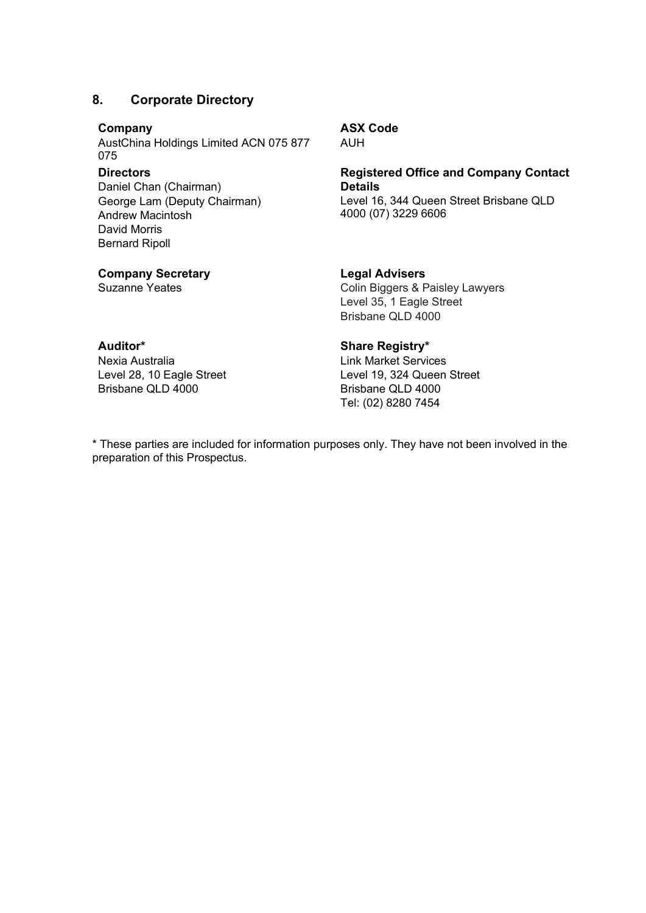## 8. Corporate Directory

**Company**
AustChina Holdings Limited ACN 075 877 075

**Directors**
Daniel Chan (Chairman)
George Lam (Deputy Chairman)
Andrew Macintosh
David Morris
Bernard Ripoll

**Company Secretary**
Suzanne Yeates

**Auditor***
Nexia Australia
Level 28, 10 Eagle Street
Brisbane QLD 4000

**ASX Code**
AUH

**Registered Office and Company Contact Details**
Level 16, 344 Queen Street Brisbane QLD 4000 (07) 3229 6606

**Legal Advisers**
Colin Biggers & Paisley Lawyers
Level 35, 1 Eagle Street
Brisbane QLD 4000

**Share Registry***
Link Market Services
Level 19, 324 Queen Street
Brisbane QLD 4000
Tel: (02) 8280 7454

* These parties are included for information purposes only. They have not been involved in the preparation of this Prospectus.